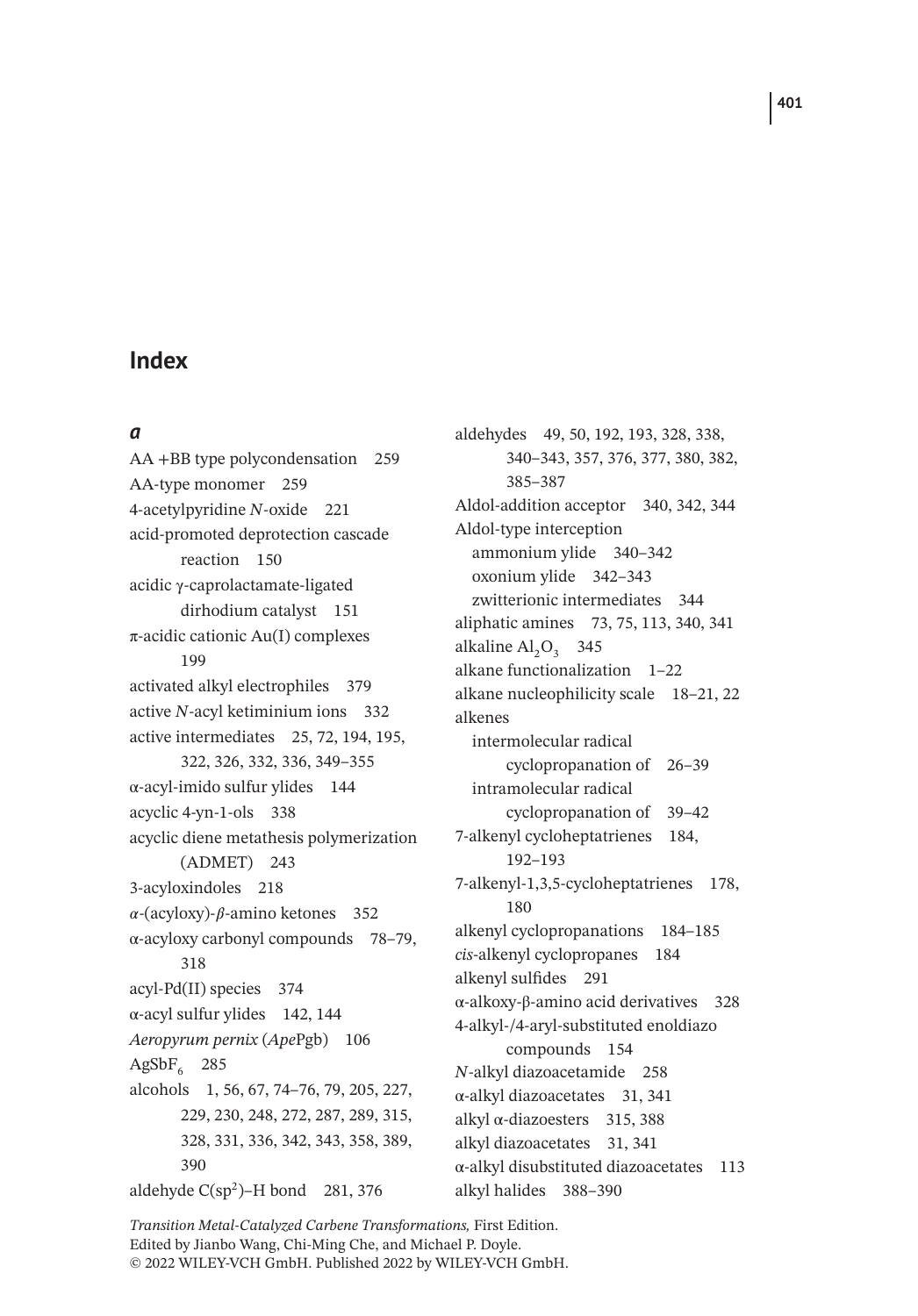# Index

## *a*

AA +BB type polycondensation 259
AA-type monomer 259
4-acetylpyridine *N*-oxide 221
acid-promoted deprotection cascade reaction 150
acidic γ-caprolactamate-ligated dirhodium catalyst 151
π-acidic cationic Au(I) complexes 199
activated alkyl electrophiles 379
active *N*-acyl ketiminium ions 332
active intermediates 25, 72, 194, 195, 322, 326, 332, 336, 349–355
α-acyl-imido sulfur ylides 144
acyclic 4-yn-1-ols 338
acyclic diene metathesis polymerization (ADMET) 243
3-acyloxindoles 218
*α*-(acyloxy)-*β*-amino ketones 352
α-acyloxy carbonyl compounds 78–79, 318
acyl-Pd(II) species 374
α-acyl sulfur ylides 142, 144
*Aeropyrum pernix* (*Ape*Pgb) 106
$AgSbF_6$ 285
alcohols 1, 56, 67, 74–76, 79, 205, 227, 229, 230, 248, 272, 287, 289, 315, 328, 331, 336, 342, 343, 358, 389, 390
aldehyde $C(sp^2)$–H bond 281, 376
aldehydes 49, 50, 192, 193, 328, 338, 340–343, 357, 376, 377, 380, 382, 385–387
Aldol-addition acceptor 340, 342, 344
Aldol-type interception
  ammonium ylide 340–342
  oxonium ylide 342–343
  zwitterionic intermediates 344
aliphatic amines 73, 75, 113, 340, 341
alkaline $Al_2O_3$ 345
alkane functionalization 1–22
alkane nucleophilicity scale 18–21, 22
alkenes
  intermolecular radical cyclopropanation of 26–39
  intramolecular radical cyclopropanation of 39–42
7-alkenyl cycloheptatrienes 184, 192–193
7-alkenyl-1,3,5-cycloheptatrienes 178, 180
alkenyl cyclopropanations 184–185
*cis*-alkenyl cyclopropanes 184
alkenyl sulfides 291
α-alkoxy-β-amino acid derivatives 328
4-alkyl-/4-aryl-substituted enoldiazo compounds 154
*N*-alkyl diazoacetamide 258
α-alkyl diazoacetates 31, 341
alkyl α-diazoesters 315, 388
alkyl diazoacetates 31, 341
α-alkyl disubstituted diazoacetates 113
alkyl halides 388–390

*Transition Metal-Catalyzed Carbene Transformations,* First Edition.
Edited by Jianbo Wang, Chi-Ming Che, and Michael P. Doyle.
© 2022 WILEY-VCH GmbH. Published 2022 by WILEY-VCH GmbH.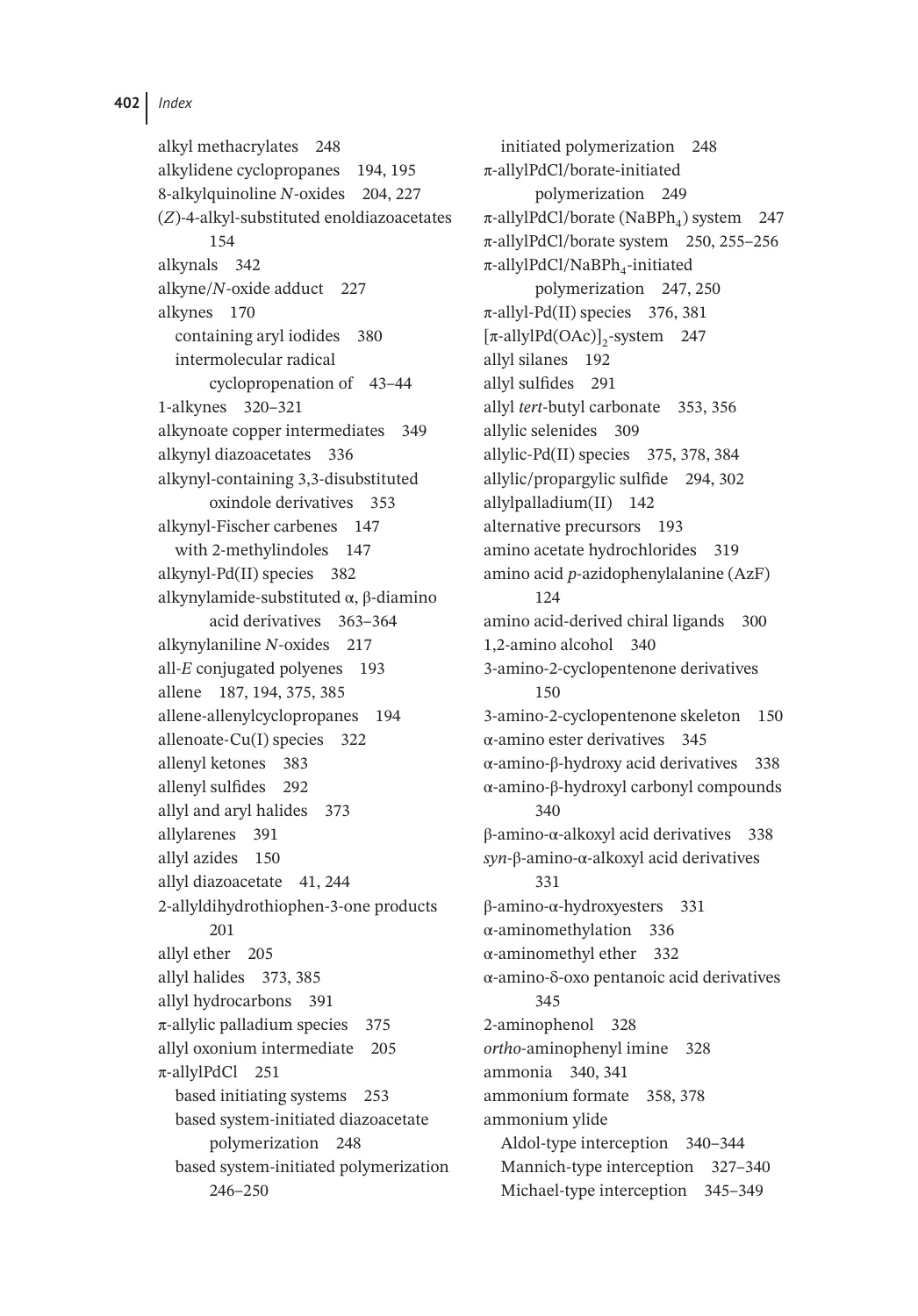alkyl methacrylates 248
alkylidene cyclopropanes 194, 195
8-alkylquinoline *N*-oxides 204, 227
(*Z*)-4-alkyl-substituted enoldiazoacetates 154
alkynals 342
alkyne/*N*-oxide adduct 227
alkynes 170
- containing aryl iodides 380
- intermolecular radical cyclopropenation of 43–44

1-alkynes 320–321
alkynoate copper intermediates 349
alkynyl diazoacetates 336
alkynyl-containing 3,3-disubstituted oxindole derivatives 353
alkynyl-Fischer carbenes 147
- with 2-methylindoles 147

alkynyl-Pd(II) species 382
alkynylamide-substituted α, β-diamino acid derivatives 363–364
alkynylaniline *N*-oxides 217
all-*E* conjugated polyenes 193
allene 187, 194, 375, 385
allene-allenylcyclopropanes 194
allenoate-Cu(I) species 322
allenyl ketones 383
allenyl sulfides 292
allyl and aryl halides 373
allylarenes 391
allyl azides 150
allyl diazoacetate 41, 244
2-allyldihydrothiophen-3-one products 201
allyl ether 205
allyl halides 373, 385
allyl hydrocarbons 391
π-allylic palladium species 375
allyl oxonium intermediate 205
π-allylPdCl 251
- based initiating systems 253
- based system-initiated diazoacetate polymerization 248
- based system-initiated polymerization 246–250
- initiated polymerization 248

π-allylPdCl/borate-initiated polymerization 249
π-allylPdCl/borate ($NaBPh_4$) system 247
π-allylPdCl/borate system 250, 255–256
π-allylPdCl/$NaBPh_4$-initiated polymerization 247, 250
π-allyl-Pd(II) species 376, 381
$[\pi\text{-allylPd(OAc)}]_2$-system 247
allyl silanes 192
allyl sulfides 291
allyl *tert*-butyl carbonate 353, 356
allylic selenides 309
allylic-Pd(II) species 375, 378, 384
allylic/propargylic sulfide 294, 302
allylpalladium(II) 142
alternative precursors 193
amino acetate hydrochlorides 319
amino acid *p*-azidophenylalanine (AzF) 124
amino acid-derived chiral ligands 300
1,2-amino alcohol 340
3-amino-2-cyclopentenone derivatives 150
3-amino-2-cyclopentenone skeleton 150
α-amino ester derivatives 345
α-amino-β-hydroxy acid derivatives 338
α-amino-β-hydroxyl carbonyl compounds 340
β-amino-α-alkoxyl acid derivatives 338
*syn*-β-amino-α-alkoxyl acid derivatives 331
β-amino-α-hydroxyesters 331
α-aminomethylation 336
α-aminomethyl ether 332
α-amino-δ-oxo pentanoic acid derivatives 345
2-aminophenol 328
*ortho*-aminophenyl imine 328
ammonia 340, 341
ammonium formate 358, 378
ammonium ylide
- Aldol-type interception 340–344
- Mannich-type interception 327–340
- Michael-type interception 345–349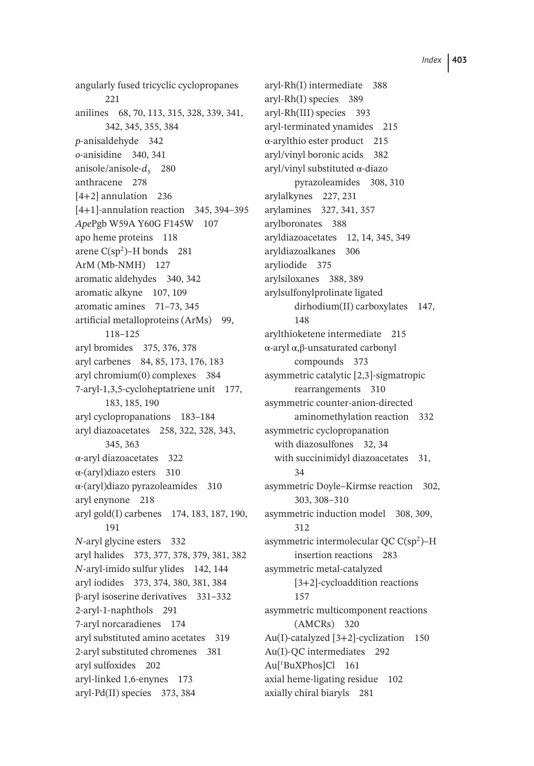angularly fused tricyclic cyclopropanes 221
anilines 68, 70, 113, 315, 328, 339, 341, 342, 345, 355, 384
*p*-anisaldehyde 342
*o*-anisidine 340, 341
anisole/anisole-$d_5$ 280
anthracene 278
[4+2] annulation 236
[4+1]-annulation reaction 345, 394–395
*Ape*Pgb W59A Y60G F145W 107
apo heme proteins 118
arene C(sp$^2$)–H bonds 281
ArM (Mb-NMH) 127
aromatic aldehydes 340, 342
aromatic alkyne 107, 109
aromatic amines 71–73, 345
artificial metalloproteins (ArMs) 99, 118–125
aryl bromides 375, 376, 378
aryl carbenes 84, 85, 173, 176, 183
aryl chromium(0) complexes 384
7-aryl-1,3,5-cycloheptatriene unit 177, 183, 185, 190
aryl cyclopropanations 183–184
aryl diazoacetates 258, 322, 328, 343, 345, 363
α-aryl diazoacetates 322
α-(aryl)diazo esters 310
α-(aryl)diazo pyrazoleamides 310
aryl enynone 218
aryl gold(I) carbenes 174, 183, 187, 190, 191
*N*-aryl glycine esters 332
aryl halides 373, 377, 378, 379, 381, 382
*N*-aryl-imido sulfur ylides 142, 144
aryl iodides 373, 374, 380, 381, 384
β-aryl isoserine derivatives 331–332
2-aryl-1-naphthols 291
7-aryl norcaradienes 174
aryl substituted amino acetates 319
2-aryl substituted chromenes 381
aryl sulfoxides 202
aryl-linked 1,6-enynes 173
aryl-Pd(II) species 373, 384
aryl-Rh(I) intermediate 388
aryl-Rh(I) species 389
aryl-Rh(III) species 393
aryl-terminated ynamides 215
α-arylthio ester product 215
aryl/vinyl boronic acids 382
aryl/vinyl substituted α-diazo pyrazoleamides 308, 310
arylalkynes 227, 231
arylamines 327, 341, 357
arylboronates 388
aryldiazoacetates 12, 14, 345, 349
aryldiazoalkanes 306
aryliodide 375
arylsiloxanes 388, 389
arylsulfonylprolinate ligated dirhodium(II) carboxylates 147, 148
arylthioketene intermediate 215
α-aryl α,β-unsaturated carbonyl compounds 373
asymmetric catalytic [2,3]-sigmatropic rearrangements 310
asymmetric counter-anion-directed aminomethylation reaction 332
asymmetric cyclopropanation
  with diazosulfones 32, 34
  with succinimidyl diazoacetates 31, 34
asymmetric Doyle–Kirmse reaction 302, 303, 308–310
asymmetric induction model 308, 309, 312
asymmetric intermolecular QC C(sp$^2$)–H insertion reactions 283
asymmetric metal-catalyzed [3+2]-cycloaddition reactions 157
asymmetric multicomponent reactions (AMCRs) 320
Au(I)-catalyzed [3+2]-cyclization 150
Au(I)-QC intermediates 292
Au[$^t$BuXPhos]Cl 161
axial heme-ligating residue 102
axially chiral biaryls 281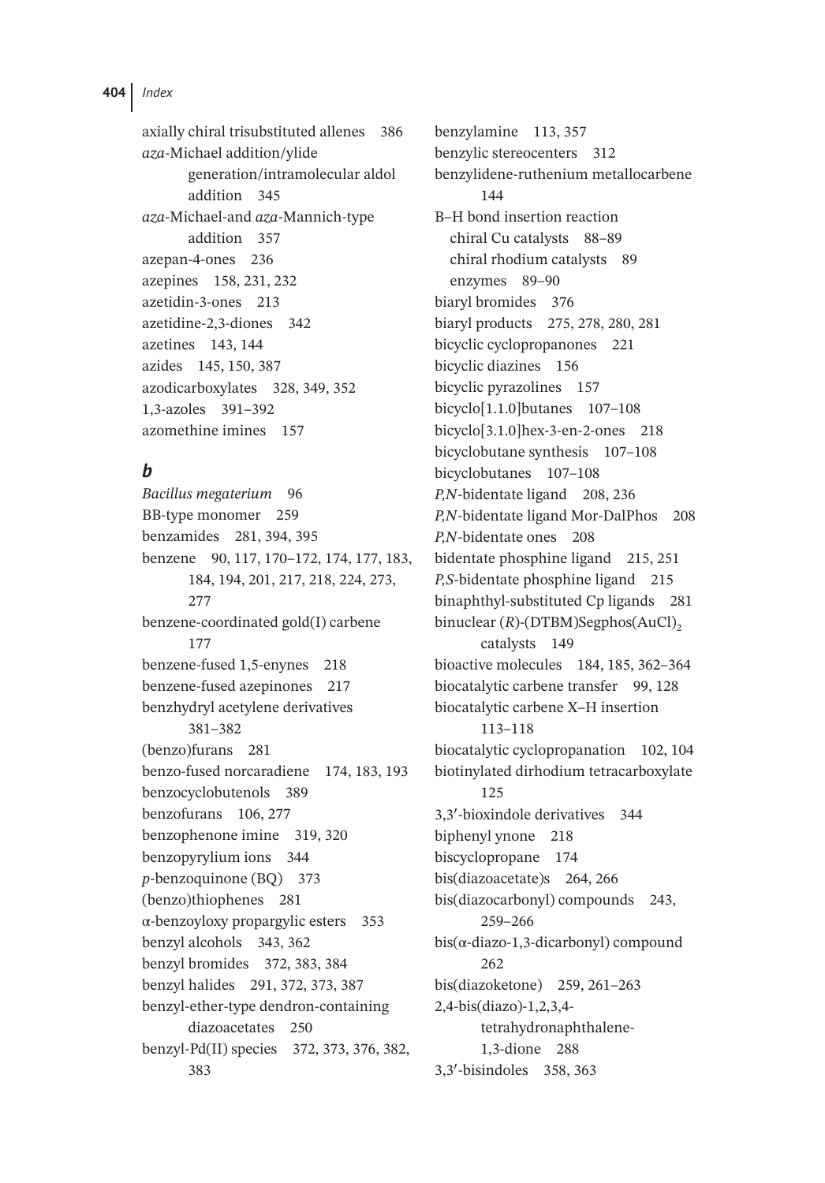axially chiral trisubstituted allenes 386
*aza*-Michael addition/ylide generation/intramolecular aldol addition 345
*aza*-Michael-and *aza*-Mannich-type addition 357
azepan-4-ones 236
azepines 158, 231, 232
azetidin-3-ones 213
azetidine-2,3-diones 342
azetines 143, 144
azides 145, 150, 387
azodicarboxylates 328, 349, 352
1,3-azoles 391–392
azomethine imines 157

### *b*

*Bacillus megaterium* 96
BB-type monomer 259
benzamides 281, 394, 395
benzene 90, 117, 170–172, 174, 177, 183, 184, 194, 201, 217, 218, 224, 273, 277
benzene-coordinated gold(I) carbene 177
benzene-fused 1,5-enynes 218
benzene-fused azepinones 217
benzhydryl acetylene derivatives 381–382
(benzo)furans 281
benzo-fused norcaradiene 174, 183, 193
benzocyclobutenols 389
benzofurans 106, 277
benzophenone imine 319, 320
benzopyrylium ions 344
*p*-benzoquinone (BQ) 373
(benzo)thiophenes 281
α-benzoyloxy propargylic esters 353
benzyl alcohols 343, 362
benzyl bromides 372, 383, 384
benzyl halides 291, 372, 373, 387
benzyl-ether-type dendron-containing diazoacetates 250
benzyl-Pd(II) species 372, 373, 376, 382, 383
benzylamine 113, 357
benzylic stereocenters 312
benzylidene-ruthenium metallocarbene 144
B–H bond insertion reaction
  chiral Cu catalysts 88–89
  chiral rhodium catalysts 89
  enzymes 89–90
biaryl bromides 376
biaryl products 275, 278, 280, 281
bicyclic cyclopropanones 221
bicyclic diazines 156
bicyclic pyrazolines 157
bicyclo[1.1.0]butanes 107–108
bicyclo[3.1.0]hex-3-en-2-ones 218
bicyclobutane synthesis 107–108
bicyclobutanes 107–108
*P,N*-bidentate ligand 208, 236
*P,N*-bidentate ligand Mor-DalPhos 208
*P,N*-bidentate ones 208
bidentate phosphine ligand 215, 251
*P,S*-bidentate phosphine ligand 215
binaphthyl-substituted Cp ligands 281
binuclear (*R*)-(DTBM)Segphos$(AuCl)_2$ catalysts 149
bioactive molecules 184, 185, 362–364
biocatalytic carbene transfer 99, 128
biocatalytic carbene X–H insertion 113–118
biocatalytic cyclopropanation 102, 104
biotinylated dirhodium tetracarboxylate 125
3,3′-bioxindole derivatives 344
biphenyl ynone 218
biscyclopropane 174
bis(diazoacetate)s 264, 266
bis(diazocarbonyl) compounds 243, 259–266
bis(α-diazo-1,3-dicarbonyl) compound 262
bis(diazoketone) 259, 261–263
2,4-bis(diazo)-1,2,3,4-tetrahydronaphthalene-1,3-dione 288
3,3′-bisindoles 358, 363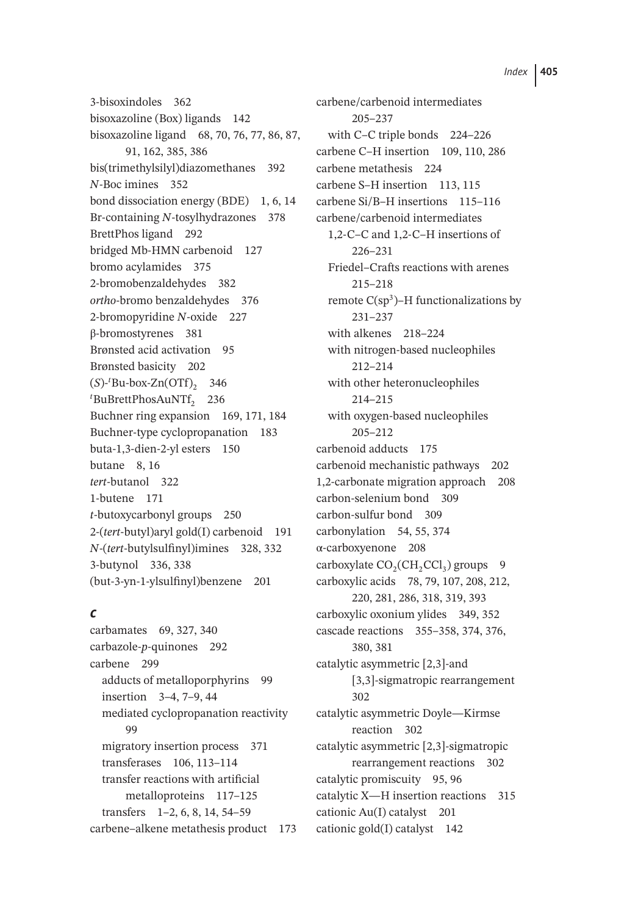3-bisoxindoles 362
bisoxazoline (Box) ligands 142
bisoxazoline ligand 68, 70, 76, 77, 86, 87, 91, 162, 385, 386
bis(trimethylsilyl)diazomethanes 392
*N*-Boc imines 352
bond dissociation energy (BDE) 1, 6, 14
Br-containing *N*-tosylhydrazones 378
BrettPhos ligand 292
bridged Mb-HMN carbenoid 127
bromo acylamides 375
2-bromobenzaldehydes 382
*ortho*-bromo benzaldehydes 376
2-bromopyridine *N*-oxide 227
β-bromostyrenes 381
Brønsted acid activation 95
Brønsted basicity 202
(*S*)-$^t$Bu-box-Zn$(OTf)_2$ 346
$^t$BuBrettPhosAu$NTf_2$ 236
Buchner ring expansion 169, 171, 184
Buchner-type cyclopropanation 183
buta-1,3-dien-2-yl esters 150
butane 8, 16
*tert*-butanol 322
1-butene 171
*t*-butoxycarbonyl groups 250
2-(*tert*-butyl)aryl gold(I) carbenoid 191
*N*-(*tert*-butylsulfinyl)imines 328, 332
3-butynol 336, 338
(but-3-yn-1-ylsulfinyl)benzene 201

## *c*

carbamates 69, 327, 340
carbazole-*p*-quinones 292
carbene 299
  adducts of metalloporphyrins 99
  insertion 3–4, 7–9, 44
  mediated cyclopropanation reactivity 99
  migratory insertion process 371
  transferases 106, 113–114
  transfer reactions with artificial metalloproteins 117–125
  transfers 1–2, 6, 8, 14, 54–59
carbene–alkene metathesis product 173
carbene/carbenoid intermediates 205–237
  with C–C triple bonds 224–226
carbene C–H insertion 109, 110, 286
carbene metathesis 224
carbene S–H insertion 113, 115
carbene Si/B–H insertions 115–116
carbene/carbenoid intermediates
  1,2-C–C and 1,2-C–H insertions of 226–231
  Friedel–Crafts reactions with arenes 215–218
  remote C($sp^3$)–H functionalizations by 231–237
  with alkenes 218–224
  with nitrogen-based nucleophiles 212–214
  with other heteronucleophiles 214–215
  with oxygen-based nucleophiles 205–212
carbenoid adducts 175
carbenoid mechanistic pathways 202
1,2-carbonate migration approach 208
carbon-selenium bond 309
carbon-sulfur bond 309
carbonylation 54, 55, 374
α-carboxyenone 208
carboxylate $CO_2(CH_2CCl_3)$ groups 9
carboxylic acids 78, 79, 107, 208, 212, 220, 281, 286, 318, 319, 393
carboxylic oxonium ylides 349, 352
cascade reactions 355–358, 374, 376, 380, 381
catalytic asymmetric [2,3]-and [3,3]-sigmatropic rearrangement 302
catalytic asymmetric Doyle—Kirmse reaction 302
catalytic asymmetric [2,3]-sigmatropic rearrangement reactions 302
catalytic promiscuity 95, 96
catalytic X—H insertion reactions 315
cationic Au(I) catalyst 201
cationic gold(I) catalyst 142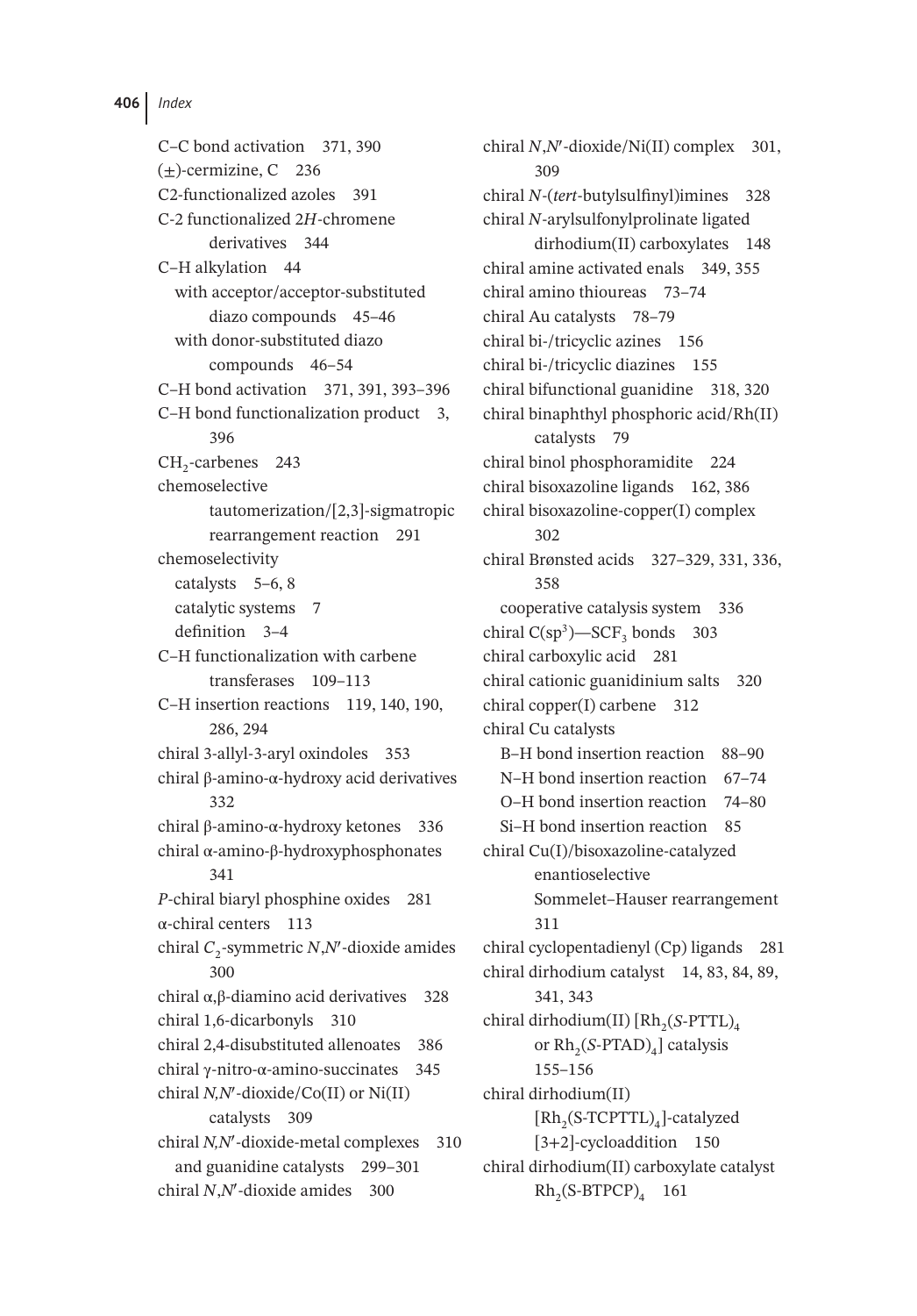C–C bond activation 371, 390
(±)-cermizine, C 236
C2-functionalized azoles 391
C-2 functionalized 2*H*-chromene derivatives 344
C–H alkylation 44
- with acceptor/acceptor-substituted diazo compounds 45–46
- with donor-substituted diazo compounds 46–54

C–H bond activation 371, 391, 393–396
C–H bond functionalization product 3, 396
$CH_2$-carbenes 243
chemoselective tautomerization/[2,3]-sigmatropic rearrangement reaction 291
chemoselectivity
- catalysts 5–6, 8
- catalytic systems 7
- definition 3–4

C–H functionalization with carbene transferases 109–113
C–H insertion reactions 119, 140, 190, 286, 294
chiral 3-allyl-3-aryl oxindoles 353
chiral β-amino-α-hydroxy acid derivatives 332
chiral β-amino-α-hydroxy ketones 336
chiral α-amino-β-hydroxyphosphonates 341
*P*-chiral biaryl phosphine oxides 281
α-chiral centers 113
chiral $C_2$-symmetric *N*,*N*′-dioxide amides 300
chiral α,β-diamino acid derivatives 328
chiral 1,6-dicarbonyls 310
chiral 2,4-disubstituted allenoates 386
chiral γ-nitro-α-amino-succinates 345
chiral *N,N*′-dioxide/Co(II) or Ni(II) catalysts 309
chiral *N,N*′-dioxide-metal complexes 310
- and guanidine catalysts 299–301

chiral *N*,*N*′-dioxide amides 300
chiral *N*,*N*′-dioxide/Ni(II) complex 301, 309
chiral *N*-(*tert*-butylsulfinyl)imines 328
chiral *N*-arylsulfonylprolinate ligated dirhodium(II) carboxylates 148
chiral amine activated enals 349, 355
chiral amino thioureas 73–74
chiral Au catalysts 78–79
chiral bi-/tricyclic azines 156
chiral bi-/tricyclic diazines 155
chiral bifunctional guanidine 318, 320
chiral binaphthyl phosphoric acid/Rh(II) catalysts 79
chiral binol phosphoramidite 224
chiral bisoxazoline ligands 162, 386
chiral bisoxazoline-copper(I) complex 302
chiral Brønsted acids 327–329, 331, 336, 358
- cooperative catalysis system 336

chiral $C(sp^3)$—$SCF_3$ bonds 303
chiral carboxylic acid 281
chiral cationic guanidinium salts 320
chiral copper(I) carbene 312
chiral Cu catalysts
- B–H bond insertion reaction 88–90
- N–H bond insertion reaction 67–74
- O–H bond insertion reaction 74–80
- Si–H bond insertion reaction 85

chiral Cu(I)/bisoxazoline-catalyzed enantioselective Sommelet–Hauser rearrangement 311
chiral cyclopentadienyl (Cp) ligands 281
chiral dirhodium catalyst 14, 83, 84, 89, 341, 343
chiral dirhodium(II) [$Rh_2$(*S*-PTTL)$_4$ or $Rh_2$(*S*-PTAD)$_4$] catalysis 155–156
chiral dirhodium(II) [$Rh_2$(S-TCPTTL)$_4$]-catalyzed [3+2]-cycloaddition 150
chiral dirhodium(II) carboxylate catalyst $Rh_2$(S-BTPCP)$_4$ 161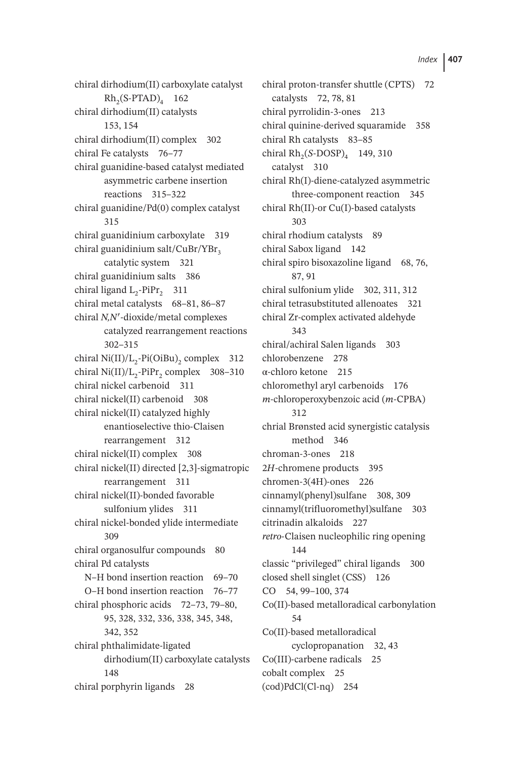chiral dirhodium(II) carboxylate catalyst $Rh_2$(S-PTAD)$_4$ 162
chiral dirhodium(II) catalysts 153, 154
chiral dirhodium(II) complex 302
chiral Fe catalysts 76–77
chiral guanidine-based catalyst mediated asymmetric carbene insertion reactions 315–322
chiral guanidine/Pd(0) complex catalyst 315
chiral guanidinium carboxylate 319
chiral guanidinium salt/CuBr/$YBr_3$ catalytic system 321
chiral guanidinium salts 386
chiral ligand $L_2$-Pi$Pr_2$ 311
chiral metal catalysts 68–81, 86–87
chiral *N,N′*-dioxide/metal complexes catalyzed rearrangement reactions 302–315
chiral Ni(II)/$L_2$-Pi(OiBu)$_2$ complex 312
chiral Ni(II)/$L_2$-Pi$Pr_2$ complex 308–310
chiral nickel carbenoid 311
chiral nickel(II) carbenoid 308
chiral nickel(II) catalyzed highly enantioselective thio-Claisen rearrangement 312
chiral nickel(II) complex 308
chiral nickel(II) directed [2,3]-sigmatropic rearrangement 311
chiral nickel(II)-bonded favorable sulfonium ylides 311
chiral nickel-bonded ylide intermediate 309
chiral organosulfur compounds 80
chiral Pd catalysts
  N–H bond insertion reaction 69–70
  O–H bond insertion reaction 76–77
chiral phosphoric acids 72–73, 79–80, 95, 328, 332, 336, 338, 345, 348, 342, 352
chiral phthalimidate-ligated dirhodium(II) carboxylate catalysts 148
chiral porphyrin ligands 28
chiral proton-transfer shuttle (CPTS) 72
  catalysts 72, 78, 81
chiral pyrrolidin-3-ones 213
chiral quinine-derived squaramide 358
chiral Rh catalysts 83–85
chiral $Rh_2$(*S*-DOSP)$_4$ 149, 310
  catalyst 310
chiral Rh(I)-diene-catalyzed asymmetric three-component reaction 345
chiral Rh(II)-or Cu(I)-based catalysts 303
chiral rhodium catalysts 89
chiral Sabox ligand 142
chiral spiro bisoxazoline ligand 68, 76, 87, 91
chiral sulfonium ylide 302, 311, 312
chiral tetrasubstituted allenoates 321
chiral Zr-complex activated aldehyde 343
chiral/achiral Salen ligands 303
chlorobenzene 278
α-chloro ketone 215
chloromethyl aryl carbenoids 176
*m*-chloroperoxybenzoic acid (*m*-CPBA) 312
chrial Brønsted acid synergistic catalysis method 346
chroman-3-ones 218
2*H*-chromene products 395
chromen-3(4H)-ones 226
cinnamyl(phenyl)sulfane 308, 309
cinnamyl(trifluoromethyl)sulfane 303
citrinadin alkaloids 227
*retro*-Claisen nucleophilic ring opening 144
classic “privileged” chiral ligands 300
closed shell singlet (CSS) 126
CO 54, 99–100, 374
Co(II)-based metalloradical carbonylation 54
Co(II)-based metalloradical cyclopropanation 32, 43
Co(III)-carbene radicals 25
cobalt complex 25
(cod)PdCl(Cl-nq) 254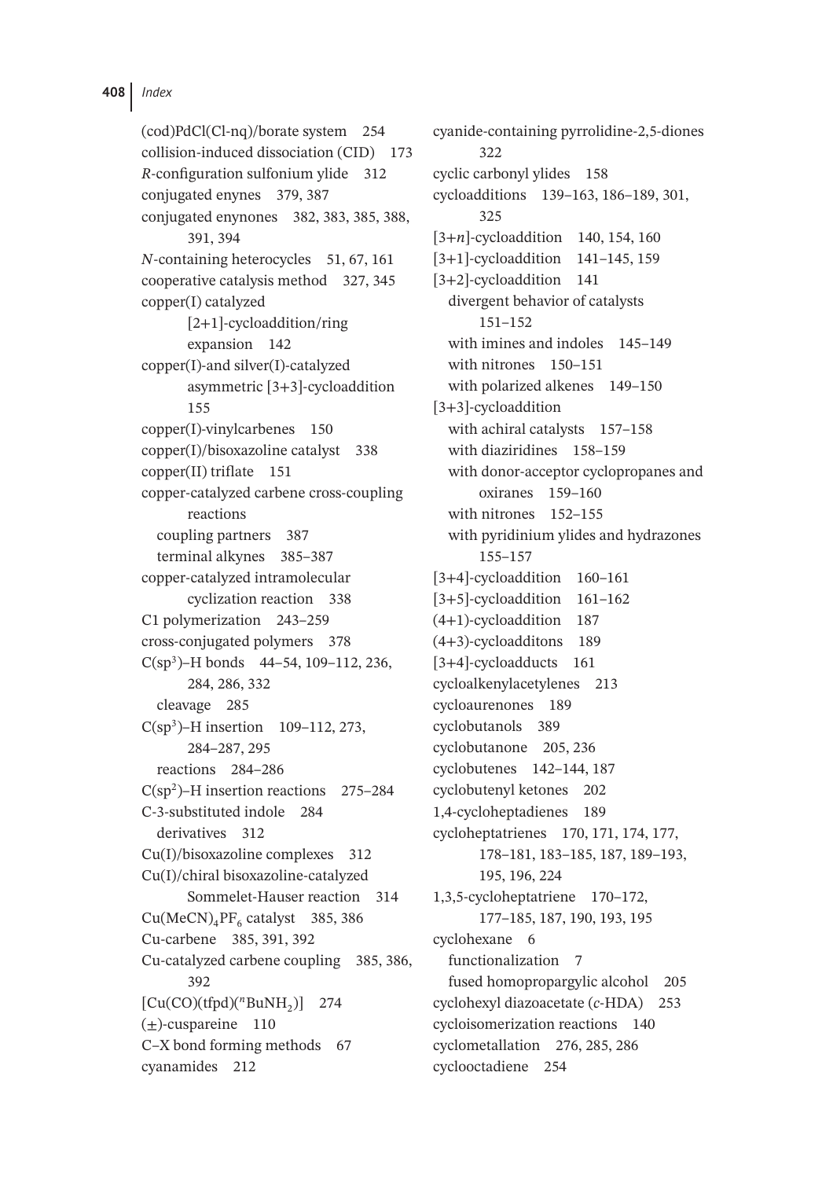(cod)PdCl(Cl-nq)/borate system 254
collision-induced dissociation (CID) 173
*R*-configuration sulfonium ylide 312
conjugated enynes 379, 387
conjugated enynones 382, 383, 385, 388, 391, 394
*N*-containing heterocycles 51, 67, 161
cooperative catalysis method 327, 345
copper(I) catalyzed [2+1]-cycloaddition/ring expansion 142
copper(I)-and silver(I)-catalyzed asymmetric [3+3]-cycloaddition 155
copper(I)-vinylcarbenes 150
copper(I)/bisoxazoline catalyst 338
copper(II) triflate 151
copper-catalyzed carbene cross-coupling reactions
  coupling partners 387
  terminal alkynes 385–387
copper-catalyzed intramolecular cyclization reaction 338
C1 polymerization 243–259
cross-conjugated polymers 378
$C(sp^3)$–H bonds 44–54, 109–112, 236, 284, 286, 332
  cleavage 285
$C(sp^3)$–H insertion 109–112, 273, 284–287, 295
  reactions 284–286
$C(sp^2)$–H insertion reactions 275–284
C-3-substituted indole 284
  derivatives 312
Cu(I)/bisoxazoline complexes 312
Cu(I)/chiral bisoxazoline-catalyzed Sommelet-Hauser reaction 314
$Cu(MeCN)_4PF_6$ catalyst 385, 386
Cu-carbene 385, 391, 392
Cu-catalyzed carbene coupling 385, 386, 392
$[Cu(CO)(tfpd)(^nBuNH_2)]$ 274
(±)-cuspareine 110
C–X bond forming methods 67
cyanamides 212
cyanide-containing pyrrolidine-2,5-diones 322
cyclic carbonyl ylides 158
cycloadditions 139–163, 186–189, 301, 325
[3+*n*]-cycloaddition 140, 154, 160
[3+1]-cycloaddition 141–145, 159
[3+2]-cycloaddition 141
  divergent behavior of catalysts 151–152
  with imines and indoles 145–149
  with nitrones 150–151
  with polarized alkenes 149–150
[3+3]-cycloaddition
  with achiral catalysts 157–158
  with diaziridines 158–159
  with donor-acceptor cyclopropanes and oxiranes 159–160
  with nitrones 152–155
  with pyridinium ylides and hydrazones 155–157
[3+4]-cycloaddition 160–161
[3+5]-cycloaddition 161–162
(4+1)-cycloaddition 187
(4+3)-cycloadditons 189
[3+4]-cycloadducts 161
cycloalkenylacetylenes 213
cycloaurenones 189
cyclobutanols 389
cyclobutanone 205, 236
cyclobutenes 142–144, 187
cyclobutenyl ketones 202
1,4-cycloheptadienes 189
cycloheptatrienes 170, 171, 174, 177, 178–181, 183–185, 187, 189–193, 195, 196, 224
1,3,5-cycloheptatriene 170–172, 177–185, 187, 190, 193, 195
cyclohexane 6
  functionalization 7
  fused homopropargylic alcohol 205
cyclohexyl diazoacetate (*c*-HDA) 253
cycloisomerization reactions 140
cyclometallation 276, 285, 286
cyclooctadiene 254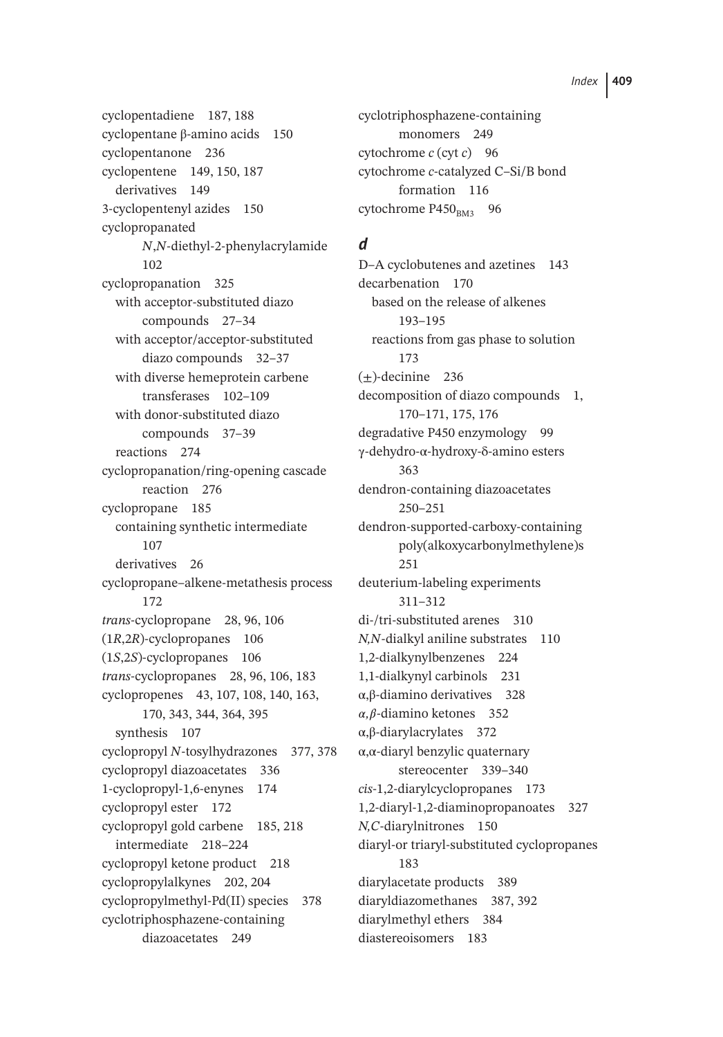cyclopentadiene 187, 188
cyclopentane β-amino acids 150
cyclopentanone 236
cyclopentene 149, 150, 187
  derivatives 149
3-cyclopentenyl azides 150
cyclopropanated *N*,*N*-diethyl-2-phenylacrylamide 102
cyclopropanation 325
  with acceptor-substituted diazo compounds 27–34
  with acceptor/acceptor-substituted diazo compounds 32–37
  with diverse hemeprotein carbene transferases 102–109
  with donor-substituted diazo compounds 37–39
  reactions 274
cyclopropanation/ring-opening cascade reaction 276
cyclopropane 185
  containing synthetic intermediate 107
  derivatives 26
cyclopropane–alkene-metathesis process 172
*trans*-cyclopropane 28, 96, 106
(1*R*,2*R*)-cyclopropanes 106
(1*S*,2*S*)-cyclopropanes 106
*trans*-cyclopropanes 28, 96, 106, 183
cyclopropenes 43, 107, 108, 140, 163, 170, 343, 344, 364, 395
  synthesis 107
cyclopropyl *N*-tosylhydrazones 377, 378
cyclopropyl diazoacetates 336
1-cyclopropyl-1,6-enynes 174
cyclopropyl ester 172
cyclopropyl gold carbene 185, 218
  intermediate 218–224
cyclopropyl ketone product 218
cyclopropylalkynes 202, 204
cyclopropylmethyl-Pd(II) species 378
cyclotriphosphazene-containing diazoacetates 249
cyclotriphosphazene-containing monomers 249
cytochrome *c* (cyt *c*) 96
cytochrome *c*-catalyzed C–Si/B bond formation 116
cytochrome $P450_{BM3}$ 96

## d

D–A cyclobutenes and azetines 143
decarbenation 170
  based on the release of alkenes 193–195
  reactions from gas phase to solution 173
(±)-decinine 236
decomposition of diazo compounds 1, 170–171, 175, 176
degradative P450 enzymology 99
γ-dehydro-α-hydroxy-δ-amino esters 363
dendron-containing diazoacetates 250–251
dendron-supported-carboxy-containing poly(alkoxycarbonylmethylene)s 251
deuterium-labeling experiments 311–312
di-/tri-substituted arenes 310
*N,N*-dialkyl aniline substrates 110
1,2-dialkynylbenzenes 224
1,1-dialkynyl carbinols 231
α,β-diamino derivatives 328
*α,β*-diamino ketones 352
α,β-diarylacrylates 372
α,α-diaryl benzylic quaternary stereocenter 339–340
*cis*-1,2-diarylcyclopropanes 173
1,2-diaryl-1,2-diaminopropanoates 327
*N,C*-diarylnitrones 150
diaryl-or triaryl-substituted cyclopropanes 183
diarylacetate products 389
diaryldiazomethanes 387, 392
diarylmethyl ethers 384
diastereoisomers 183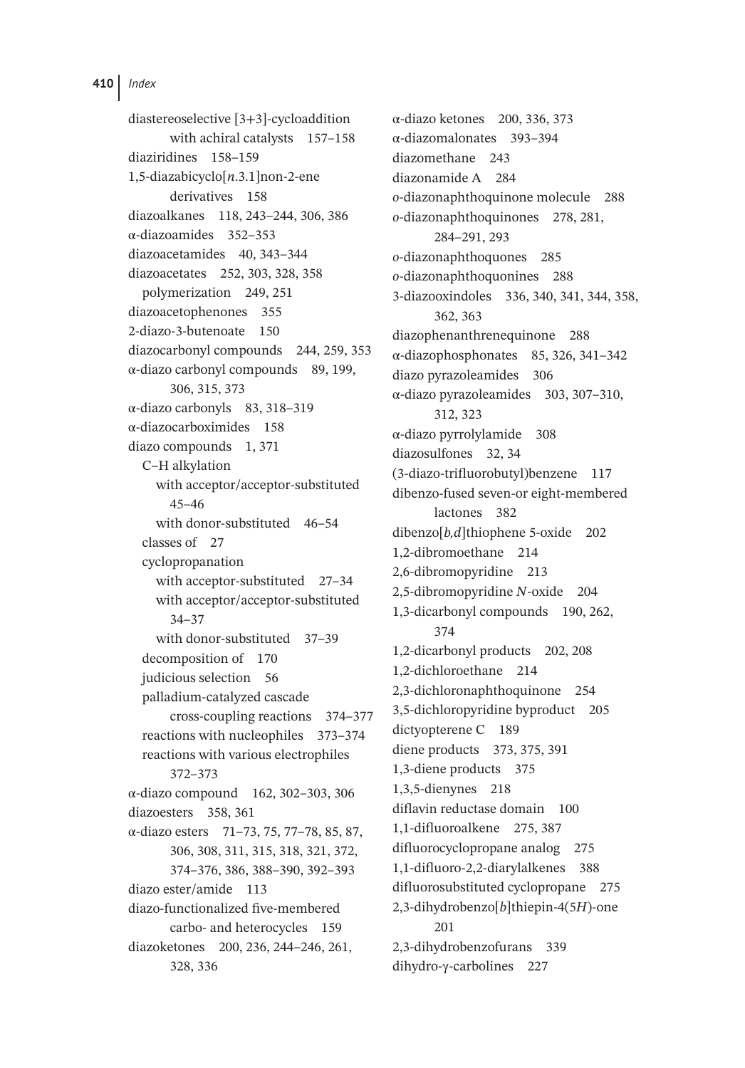diastereoselective [3+3]-cycloaddition with achiral catalysts 157–158
diaziridines 158–159
1,5-diazabicyclo[*n*.3.1]non-2-ene derivatives 158
diazoalkanes 118, 243–244, 306, 386
α-diazoamides 352–353
diazoacetamides 40, 343–344
diazoacetates 252, 303, 328, 358
  polymerization 249, 251
diazoacetophenones 355
2-diazo-3-butenoate 150
diazocarbonyl compounds 244, 259, 353
α-diazo carbonyl compounds 89, 199, 306, 315, 373
α-diazo carbonyls 83, 318–319
α-diazocarboximides 158
diazo compounds 1, 371
  C–H alkylation
    with acceptor/acceptor-substituted 45–46
    with donor-substituted 46–54
  classes of 27
  cyclopropanation
    with acceptor-substituted 27–34
    with acceptor/acceptor-substituted 34–37
    with donor-substituted 37–39
  decomposition of 170
  judicious selection 56
  palladium-catalyzed cascade cross-coupling reactions 374–377
  reactions with nucleophiles 373–374
  reactions with various electrophiles 372–373
α-diazo compound 162, 302–303, 306
diazoesters 358, 361
α-diazo esters 71–73, 75, 77–78, 85, 87, 306, 308, 311, 315, 318, 321, 372, 374–376, 386, 388–390, 392–393
diazo ester/amide 113
diazo-functionalized five-membered carbo- and heterocycles 159
diazoketones 200, 236, 244–246, 261, 328, 336
α-diazo ketones 200, 336, 373
α-diazomalonates 393–394
diazomethane 243
diazonamide A 284
*o*-diazonaphthoquinone molecule 288
*o*-diazonaphthoquinones 278, 281, 284–291, 293
*o*-diazonaphthoquones 285
*o*-diazonaphthoquonines 288
3-diazooxindoles 336, 340, 341, 344, 358, 362, 363
diazophenanthrenequinone 288
α-diazophosphonates 85, 326, 341–342
diazo pyrazoleamides 306
α-diazo pyrazoleamides 303, 307–310, 312, 323
α-diazo pyrrolylamide 308
diazosulfones 32, 34
(3-diazo-trifluorobutyl)benzene 117
dibenzo-fused seven-or eight-membered lactones 382
dibenzo[*b,d*]thiophene 5-oxide 202
1,2-dibromoethane 214
2,6-dibromopyridine 213
2,5-dibromopyridine *N*-oxide 204
1,3-dicarbonyl compounds 190, 262, 374
1,2-dicarbonyl products 202, 208
1,2-dichloroethane 214
2,3-dichloronaphthoquinone 254
3,5-dichloropyridine byproduct 205
dictyopterene C 189
diene products 373, 375, 391
1,3-diene products 375
1,3,5-dienynes 218
diflavin reductase domain 100
1,1-difluoroalkene 275, 387
difluorocyclopropane analog 275
1,1-difluoro-2,2-diarylalkenes 388
difluorosubstituted cyclopropane 275
2,3-dihydrobenzo[*b*]thiepin-4(5*H*)-one 201
2,3-dihydrobenzofurans 339
dihydro-γ-carbolines 227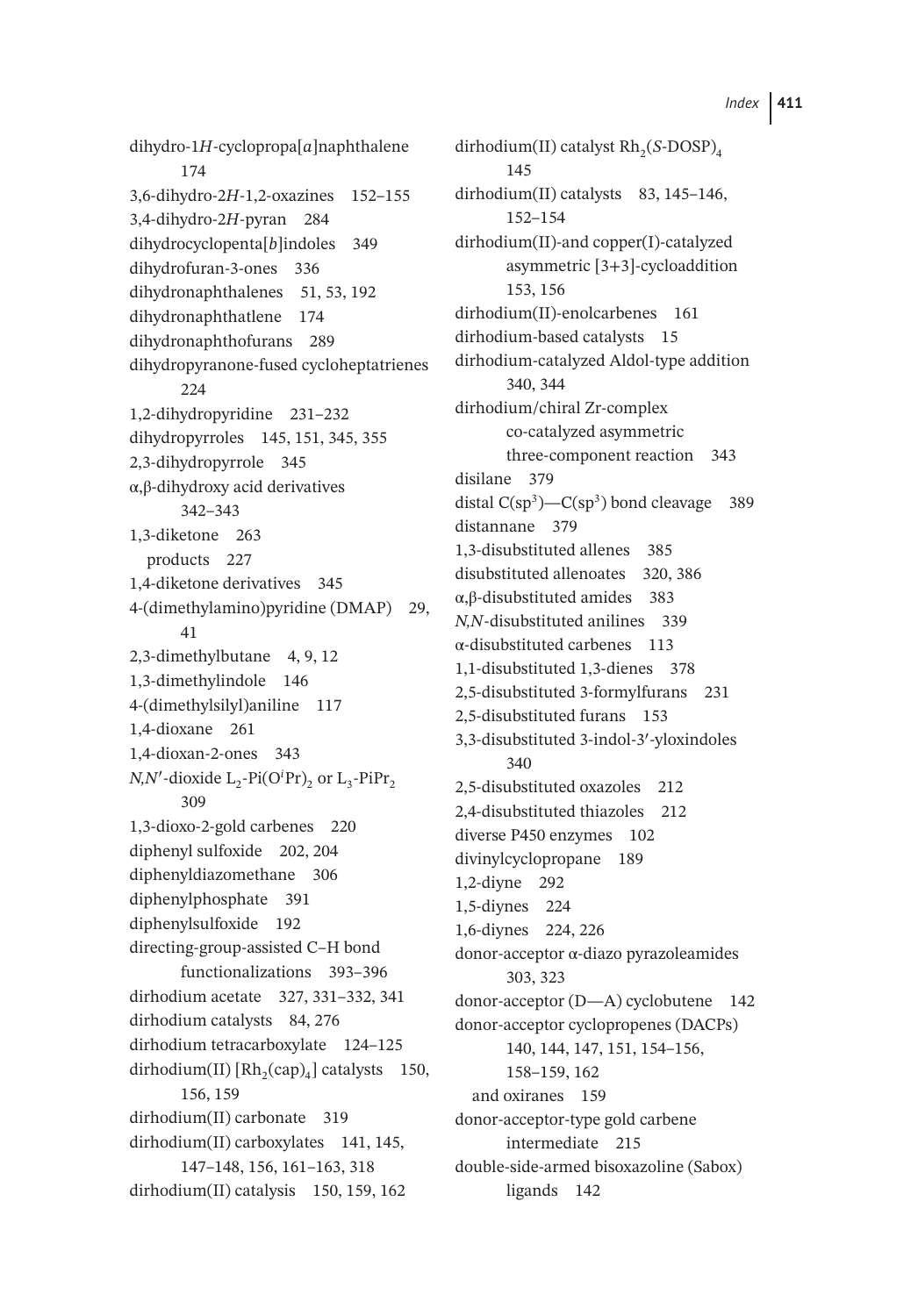dihydro-1*H*-cyclopropa[*a*]naphthalene 174
3,6-dihydro-2*H*-1,2-oxazines 152–155
3,4-dihydro-2*H*-pyran 284
dihydrocyclopenta[*b*]indoles 349
dihydrofuran-3-ones 336
dihydronaphthalenes 51, 53, 192
dihydronaphthatlene 174
dihydronaphthofurans 289
dihydropyranone-fused cycloheptatrienes 224
1,2-dihydropyridine 231–232
dihydropyrroles 145, 151, 345, 355
2,3-dihydropyrrole 345
α,β-dihydroxy acid derivatives 342–343
1,3-diketone 263
  products 227
1,4-diketone derivatives 345
4-(dimethylamino)pyridine (DMAP) 29, 41
2,3-dimethylbutane 4, 9, 12
1,3-dimethylindole 146
4-(dimethylsilyl)aniline 117
1,4-dioxane 261
1,4-dioxan-2-ones 343
*N,N'*-dioxide $L_2$-Pi($O^iPr$)$_2$ or $L_3$-PiPr$_2$ 309
1,3-dioxo-2-gold carbenes 220
diphenyl sulfoxide 202, 204
diphenyldiazomethane 306
diphenylphosphate 391
diphenylsulfoxide 192
directing-group-assisted C–H bond functionalizations 393–396
dirhodium acetate 327, 331–332, 341
dirhodium catalysts 84, 276
dirhodium tetracarboxylate 124–125
dirhodium(II) [$Rh_2(cap)_4$] catalysts 150, 156, 159
dirhodium(II) carbonate 319
dirhodium(II) carboxylates 141, 145, 147–148, 156, 161–163, 318
dirhodium(II) catalysis 150, 159, 162
dirhodium(II) catalyst $Rh_2$(*S*-DOSP)$_4$ 145
dirhodium(II) catalysts 83, 145–146, 152–154
dirhodium(II)-and copper(I)-catalyzed asymmetric [3+3]-cycloaddition 153, 156
dirhodium(II)-enolcarbenes 161
dirhodium-based catalysts 15
dirhodium-catalyzed Aldol-type addition 340, 344
dirhodium/chiral Zr-complex co-catalyzed asymmetric three-component reaction 343
disilane 379
distal C($sp^3$)—C($sp^3$) bond cleavage 389
distannane 379
1,3-disubstituted allenes 385
disubstituted allenoates 320, 386
α,β-disubstituted amides 383
*N,N*-disubstituted anilines 339
α-disubstituted carbenes 113
1,1-disubstituted 1,3-dienes 378
2,5-disubstituted 3-formylfurans 231
2,5-disubstituted furans 153
3,3-disubstituted 3-indol-3′-yloxindoles 340
2,5-disubstituted oxazoles 212
2,4-disubstituted thiazoles 212
diverse P450 enzymes 102
divinylcyclopropane 189
1,2-diyne 292
1,5-diynes 224
1,6-diynes 224, 226
donor-acceptor α-diazo pyrazoleamides 303, 323
donor-acceptor (D—A) cyclobutene 142
donor-acceptor cyclopropenes (DACPs) 140, 144, 147, 151, 154–156, 158–159, 162
  and oxiranes 159
donor-acceptor-type gold carbene intermediate 215
double-side-armed bisoxazoline (Sabox) ligands 142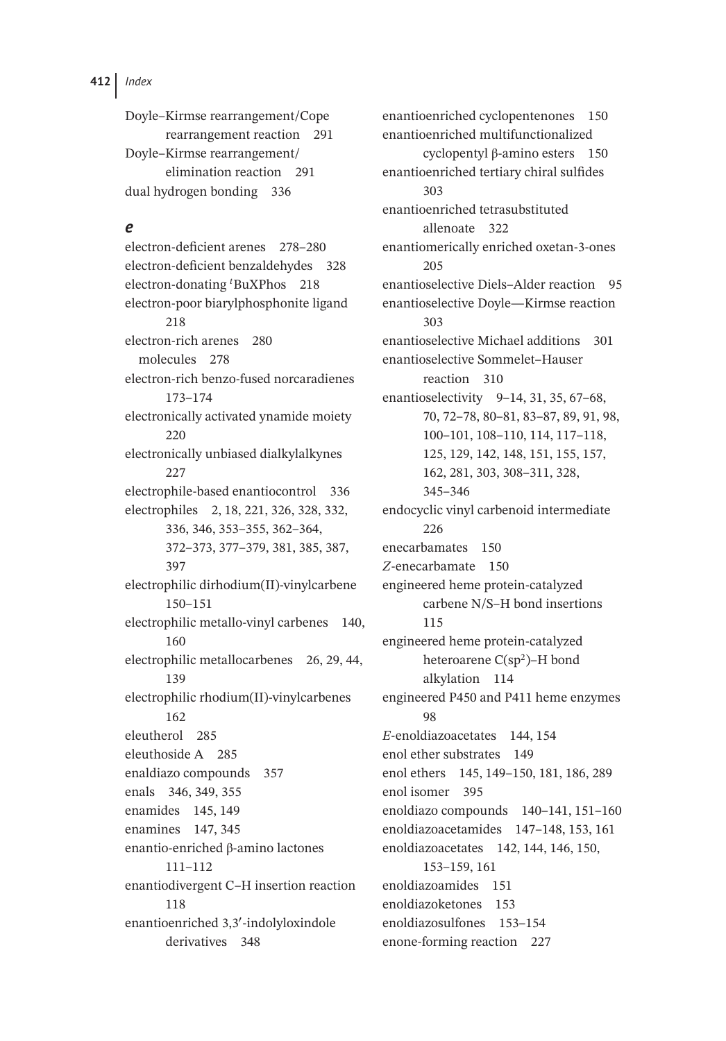Doyle–Kirmse rearrangement/Cope rearrangement reaction 291
Doyle–Kirmse rearrangement/elimination reaction 291
dual hydrogen bonding 336

### *e*

electron-deficient arenes 278–280
electron-deficient benzaldehydes 328
electron-donating $^{t}$BuXPhos 218
electron-poor biarylphosphonite ligand 218
electron-rich arenes 280
  molecules 278
electron-rich benzo-fused norcaradienes 173–174
electronically activated ynamide moiety 220
electronically unbiased dialkylalkynes 227
electrophile-based enantiocontrol 336
electrophiles 2, 18, 221, 326, 328, 332, 336, 346, 353–355, 362–364, 372–373, 377–379, 381, 385, 387, 397
electrophilic dirhodium(II)-vinylcarbene 150–151
electrophilic metallo-vinyl carbenes 140, 160
electrophilic metallocarbenes 26, 29, 44, 139
electrophilic rhodium(II)-vinylcarbenes 162
eleutherol 285
eleuthoside A 285
enaldiazo compounds 357
enals 346, 349, 355
enamides 145, 149
enamines 147, 345
enantio-enriched β-amino lactones 111–112
enantiodivergent C–H insertion reaction 118
enantioenriched 3,3′-indolyloxindole derivatives 348
enantioenriched cyclopentenones 150
enantioenriched multifunctionalized cyclopentyl β-amino esters 150
enantioenriched tertiary chiral sulfides 303
enantioenriched tetrasubstituted allenoate 322
enantiomerically enriched oxetan-3-ones 205
enantioselective Diels–Alder reaction 95
enantioselective Doyle—Kirmse reaction 303
enantioselective Michael additions 301
enantioselective Sommelet–Hauser reaction 310
enantioselectivity 9–14, 31, 35, 67–68, 70, 72–78, 80–81, 83–87, 89, 91, 98, 100–101, 108–110, 114, 117–118, 125, 129, 142, 148, 151, 155, 157, 162, 281, 303, 308–311, 328, 345–346
endocyclic vinyl carbenoid intermediate 226
enecarbamates 150
*Z*-enecarbamate 150
engineered heme protein-catalyzed carbene N/S–H bond insertions 115
engineered heme protein-catalyzed heteroarene C($sp^2$)–H bond alkylation 114
engineered P450 and P411 heme enzymes 98
*E*-enoldiazoacetates 144, 154
enol ether substrates 149
enol ethers 145, 149–150, 181, 186, 289
enol isomer 395
enoldiazo compounds 140–141, 151–160
enoldiazoacetamides 147–148, 153, 161
enoldiazoacetates 142, 144, 146, 150, 153–159, 161
enoldiazoamides 151
enoldiazoketones 153
enoldiazosulfones 153–154
enone-forming reaction 227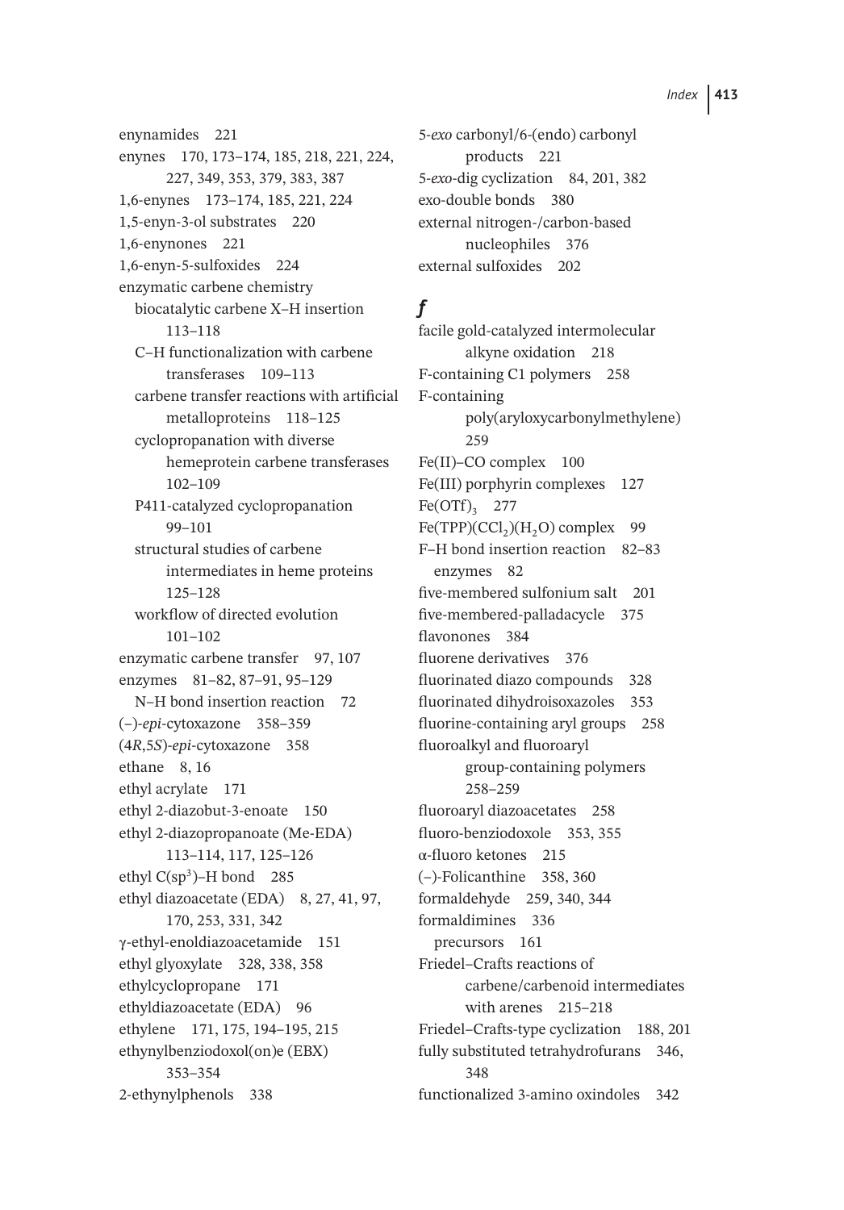enynamides 221
enynes 170, 173–174, 185, 218, 221, 224, 227, 349, 353, 379, 383, 387
1,6-enynes 173–174, 185, 221, 224
1,5-enyn-3-ol substrates 220
1,6-enynones 221
1,6-enyn-5-sulfoxides 224
enzymatic carbene chemistry
  biocatalytic carbene X–H insertion 113–118
  C–H functionalization with carbene transferases 109–113
  carbene transfer reactions with artificial metalloproteins 118–125
  cyclopropanation with diverse hemeprotein carbene transferases 102–109
  P411-catalyzed cyclopropanation 99–101
  structural studies of carbene intermediates in heme proteins 125–128
  workflow of directed evolution 101–102
enzymatic carbene transfer 97, 107
enzymes 81–82, 87–91, 95–129
  N–H bond insertion reaction 72
(−)-*epi*-cytoxazone 358–359
(4*R*,5*S*)-*epi*-cytoxazone 358
ethane 8, 16
ethyl acrylate 171
ethyl 2-diazobut-3-enoate 150
ethyl 2-diazopropanoate (Me-EDA) 113–114, 117, 125–126
ethyl $C(sp^3)$–H bond 285
ethyl diazoacetate (EDA) 8, 27, 41, 97, 170, 253, 331, 342
γ-ethyl-enoldiazoacetamide 151
ethyl glyoxylate 328, 338, 358
ethylcyclopropane 171
ethyldiazoacetate (EDA) 96
ethylene 171, 175, 194–195, 215
ethynylbenziodoxol(on)e (EBX) 353–354
2-ethynylphenols 338
5-*exo* carbonyl/6-(endo) carbonyl products 221
5-*exo*-dig cyclization 84, 201, 382
exo-double bonds 380
external nitrogen-/carbon-based nucleophiles 376
external sulfoxides 202

## *f*

facile gold-catalyzed intermolecular alkyne oxidation 218
F-containing C1 polymers 258
F-containing poly(aryloxycarbonylmethylene) 259
Fe(II)–CO complex 100
Fe(III) porphyrin complexes 127
$Fe(OTf)_3$ 277
$Fe(TPP)(CCl_2)(H_2O)$ complex 99
F–H bond insertion reaction 82–83
  enzymes 82
five-membered sulfonium salt 201
five-membered-palladacycle 375
flavonones 384
fluorene derivatives 376
fluorinated diazo compounds 328
fluorinated dihydroisoxazoles 353
fluorine-containing aryl groups 258
fluoroalkyl and fluoroaryl group-containing polymers 258–259
fluoroaryl diazoacetates 258
fluoro-benziodoxole 353, 355
α-fluoro ketones 215
(−)-Folicanthine 358, 360
formaldehyde 259, 340, 344
formaldimines 336
  precursors 161
Friedel–Crafts reactions of carbene/carbenoid intermediates with arenes 215–218
Friedel–Crafts-type cyclization 188, 201
fully substituted tetrahydrofurans 346, 348
functionalized 3-amino oxindoles 342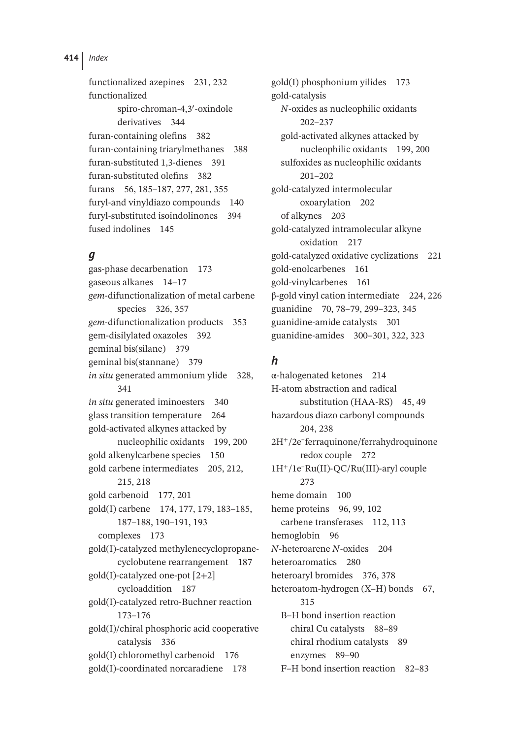functionalized azepines 231, 232
functionalized spiro-chroman-4,3′-oxindole derivatives 344
furan-containing olefins 382
furan-containing triarylmethanes 388
furan-substituted 1,3-dienes 391
furan-substituted olefins 382
furans 56, 185–187, 277, 281, 355
furyl-and vinyldiazo compounds 140
furyl-substituted isoindolinones 394
fused indolines 145

### g

gas-phase decarbenation 173
gaseous alkanes 14–17
*gem*-difunctionalization of metal carbene species 326, 357
*gem*-difunctionalization products 353
gem-disilylated oxazoles 392
geminal bis(silane) 379
geminal bis(stannane) 379
*in situ* generated ammonium ylide 328, 341
*in situ* generated iminoesters 340
glass transition temperature 264
gold-activated alkynes attacked by nucleophilic oxidants 199, 200
gold alkenylcarbene species 150
gold carbene intermediates 205, 212, 215, 218
gold carbenoid 177, 201
gold(I) carbene 174, 177, 179, 183–185, 187–188, 190–191, 193
- complexes 173

gold(I)-catalyzed methylenecyclopropane-cyclobutene rearrangement 187
gold(I)-catalyzed one-pot [2+2] cycloaddition 187
gold(I)-catalyzed retro-Buchner reaction 173–176
gold(I)/chiral phosphoric acid cooperative catalysis 336
gold(I) chloromethyl carbenoid 176
gold(I)-coordinated norcaradiene 178
gold(I) phosphonium yilides 173
gold-catalysis
- *N*-oxides as nucleophilic oxidants 202–237
- gold-activated alkynes attacked by nucleophilic oxidants 199, 200
- sulfoxides as nucleophilic oxidants 201–202

gold-catalyzed intermolecular oxoarylation 202
- of alkynes 203

gold-catalyzed intramolecular alkyne oxidation 217
gold-catalyzed oxidative cyclizations 221
gold-enolcarbenes 161
gold-vinylcarbenes 161
β-gold vinyl cation intermediate 224, 226
guanidine 70, 78–79, 299–323, 345
guanidine-amide catalysts 301
guanidine-amides 300–301, 322, 323

### h

α-halogenated ketones 214
H-atom abstraction and radical substitution (HAA-RS) 45, 49
hazardous diazo carbonyl compounds 204, 238
$2H^+/2e^-$ ferraquinone/ferrahydroquinone redox couple 272
$1H^+/1e^-$ Ru(II)-QC/Ru(III)-aryl couple 273
heme domain 100
heme proteins 96, 99, 102
- carbene transferases 112, 113

hemoglobin 96
*N*-heteroarene *N*-oxides 204
heteroaromatics 280
heteroaryl bromides 376, 378
heteroatom-hydrogen (X–H) bonds 67, 315
- B–H bond insertion reaction
  - chiral Cu catalysts 88–89
  - chiral rhodium catalysts 89
  - enzymes 89–90
- F–H bond insertion reaction 82–83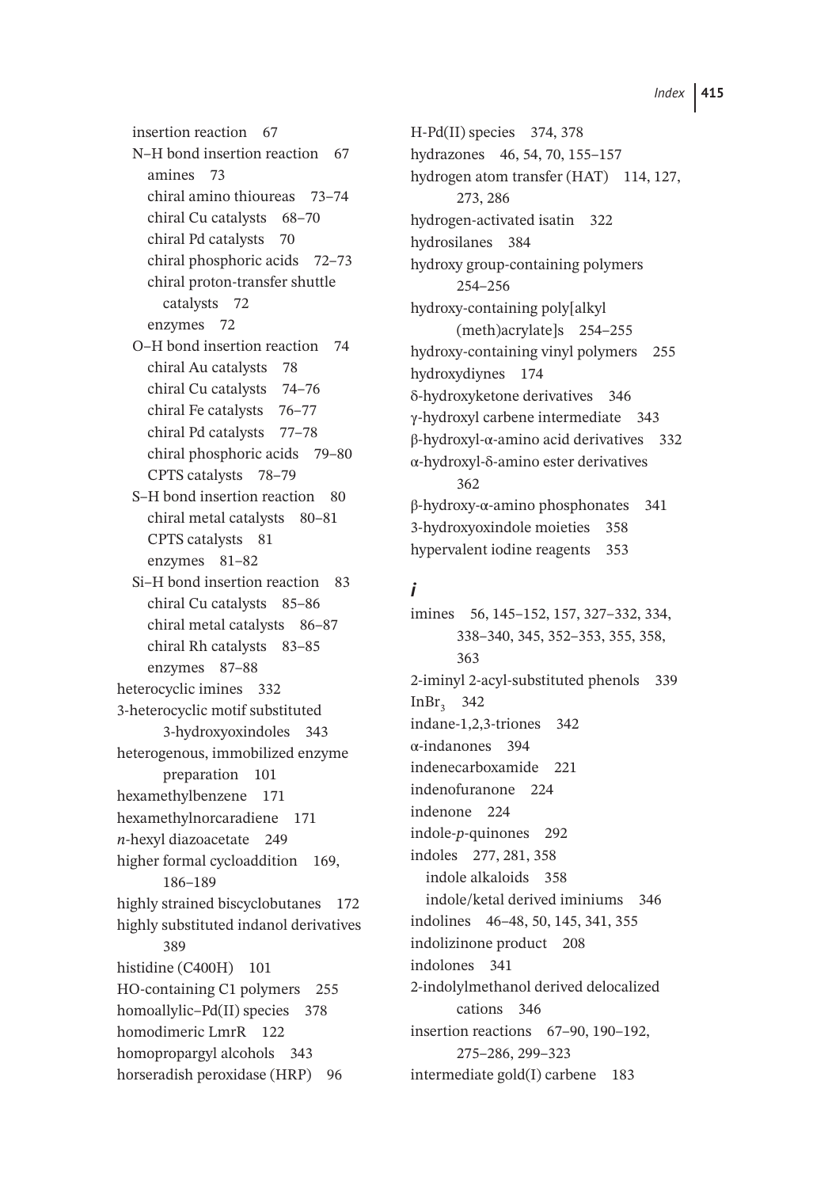insertion reaction 67
  N–H bond insertion reaction 67
    amines 73
    chiral amino thioureas 73–74
    chiral Cu catalysts 68–70
    chiral Pd catalysts 70
    chiral phosphoric acids 72–73
    chiral proton-transfer shuttle catalysts 72
    enzymes 72
  O–H bond insertion reaction 74
    chiral Au catalysts 78
    chiral Cu catalysts 74–76
    chiral Fe catalysts 76–77
    chiral Pd catalysts 77–78
    chiral phosphoric acids 79–80
    CPTS catalysts 78–79
  S–H bond insertion reaction 80
    chiral metal catalysts 80–81
    CPTS catalysts 81
    enzymes 81–82
  Si–H bond insertion reaction 83
    chiral Cu catalysts 85–86
    chiral metal catalysts 86–87
    chiral Rh catalysts 83–85
    enzymes 87–88
heterocyclic imines 332
3-heterocyclic motif substituted 3-hydroxyoxindoles 343
heterogenous, immobilized enzyme preparation 101
hexamethylbenzene 171
hexamethylnorcaradiene 171
*n*-hexyl diazoacetate 249
higher formal cycloaddition 169, 186–189
highly strained biscyclobutanes 172
highly substituted indanol derivatives 389
histidine (C400H) 101
HO-containing C1 polymers 255
homoallylic–Pd(II) species 378
homodimeric LmrR 122
homopropargyl alcohols 343
horseradish peroxidase (HRP) 96
H-Pd(II) species 374, 378
hydrazones 46, 54, 70, 155–157
hydrogen atom transfer (HAT) 114, 127, 273, 286
hydrogen-activated isatin 322
hydrosilanes 384
hydroxy group-containing polymers 254–256
hydroxy-containing poly[alkyl (meth)acrylate]s 254–255
hydroxy-containing vinyl polymers 255
hydroxydiynes 174
δ-hydroxyketone derivatives 346
γ-hydroxyl carbene intermediate 343
β-hydroxyl-α-amino acid derivatives 332
α-hydroxyl-δ-amino ester derivatives 362
β-hydroxy-α-amino phosphonates 341
3-hydroxyoxindole moieties 358
hypervalent iodine reagents 353

## *i*

imines 56, 145–152, 157, 327–332, 334, 338–340, 345, 352–353, 355, 358, 363
2-iminyl 2-acyl-substituted phenols 339
$InBr_3$ 342
indane-1,2,3-triones 342
α-indanones 394
indenecarboxamide 221
indenofuranone 224
indenone 224
indole-*p*-quinones 292
indoles 277, 281, 358
  indole alkaloids 358
  indole/ketal derived iminiums 346
indolines 46–48, 50, 145, 341, 355
indolizinone product 208
indolones 341
2-indolylmethanol derived delocalized cations 346
insertion reactions 67–90, 190–192, 275–286, 299–323
intermediate gold(I) carbene 183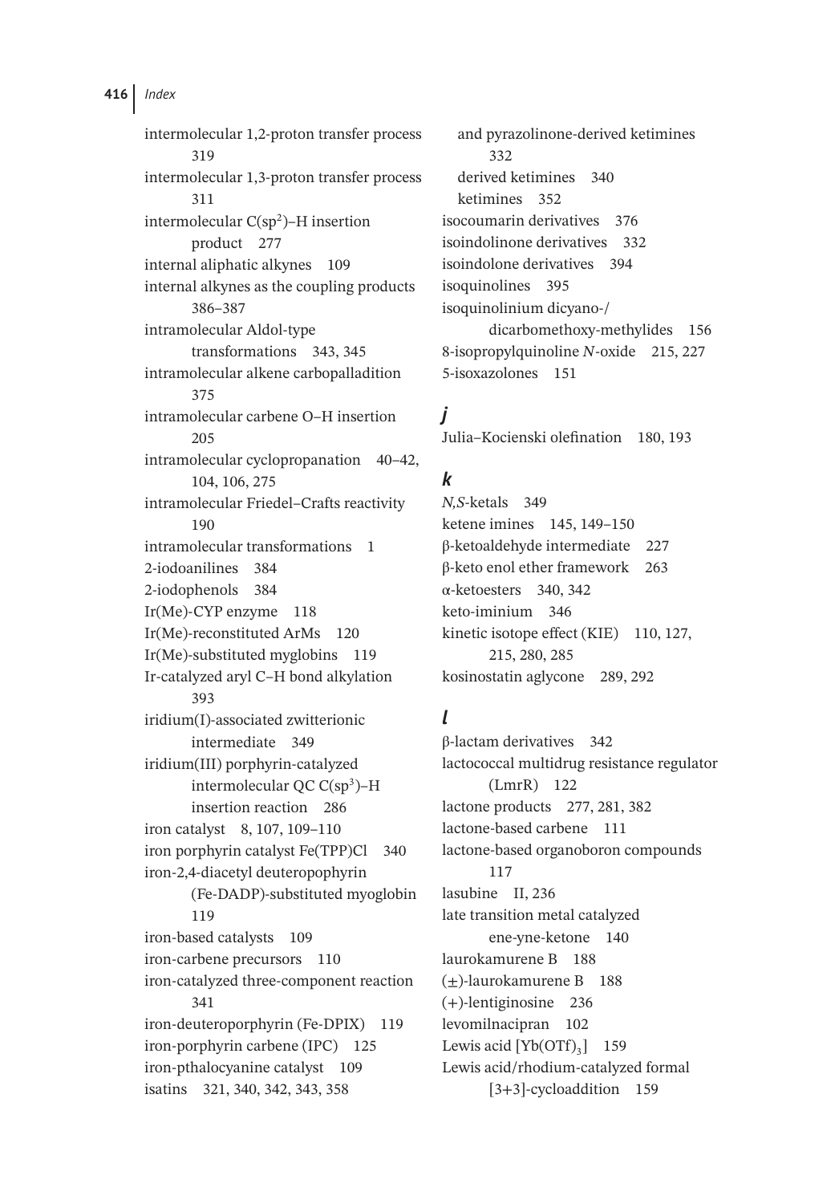intermolecular 1,2-proton transfer process 319
intermolecular 1,3-proton transfer process 311
intermolecular $C(sp^2)$–H insertion product 277
internal aliphatic alkynes 109
internal alkynes as the coupling products 386–387
intramolecular Aldol-type transformations 343, 345
intramolecular alkene carbopalladition 375
intramolecular carbene O–H insertion 205
intramolecular cyclopropanation 40–42, 104, 106, 275
intramolecular Friedel–Crafts reactivity 190
intramolecular transformations 1
2-iodoanilines 384
2-iodophenols 384
Ir(Me)-CYP enzyme 118
Ir(Me)-reconstituted ArMs 120
Ir(Me)-substituted myglobins 119
Ir-catalyzed aryl C–H bond alkylation 393
iridium(I)-associated zwitterionic intermediate 349
iridium(III) porphyrin-catalyzed intermolecular QC $C(sp^3)$–H insertion reaction 286
iron catalyst 8, 107, 109–110
iron porphyrin catalyst Fe(TPP)Cl 340
iron-2,4-diacetyl deuteropophyrin (Fe-DADP)-substituted myoglobin 119
iron-based catalysts 109
iron-carbene precursors 110
iron-catalyzed three-component reaction 341
iron-deuteroporphyrin (Fe-DPIX) 119
iron-porphyrin carbene (IPC) 125
iron-pthalocyanine catalyst 109
isatins 321, 340, 342, 343, 358
  and pyrazolinone-derived ketimines 332
  derived ketimines 340
  ketimines 352
isocoumarin derivatives 376
isoindolinone derivatives 332
isoindolone derivatives 394
isoquinolines 395
isoquinolinium dicyano-/dicarbomethoxy-methylides 156
8-isopropylquinoline *N*-oxide 215, 227
5-isoxazolones 151

### *j*

Julia–Kocienski olefination 180, 193

### *k*

*N,S*-ketals 349
ketene imines 145, 149–150
β-ketoaldehyde intermediate 227
β-keto enol ether framework 263
α-ketoesters 340, 342
keto-iminium 346
kinetic isotope effect (KIE) 110, 127, 215, 280, 285
kosinostatin aglycone 289, 292

### *l*

β-lactam derivatives 342
lactococcal multidrug resistance regulator (LmrR) 122
lactone products 277, 281, 382
lactone-based carbene 111
lactone-based organoboron compounds 117
lasubine II, 236
late transition metal catalyzed ene-yne-ketone 140
laurokamurene B 188
(±)-laurokamurene B 188
(+)-lentiginosine 236
levomilnacipran 102
Lewis acid [$Yb(OTf)_3$] 159
Lewis acid/rhodium-catalyzed formal [3+3]-cycloaddition 159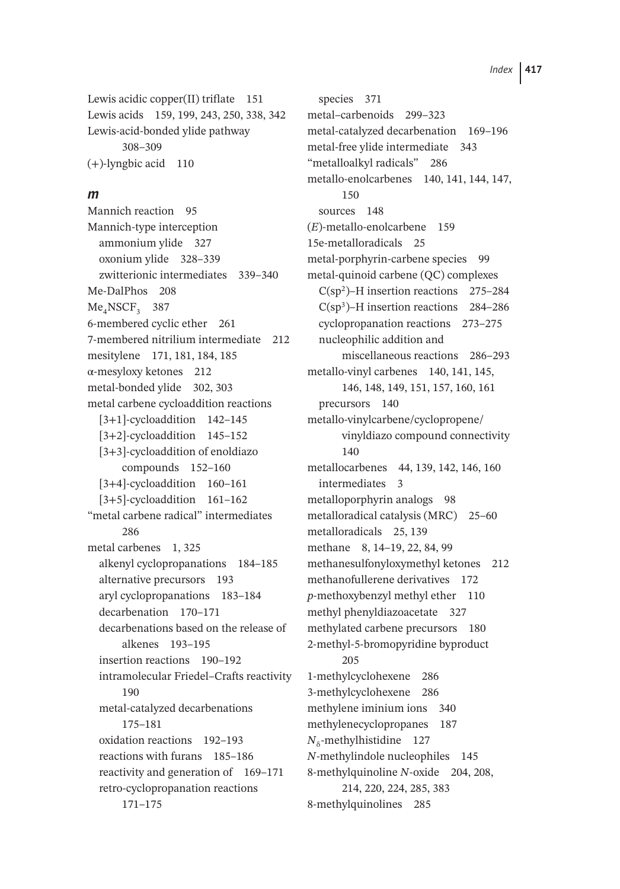Lewis acidic copper(II) triflate 151
Lewis acids 159, 199, 243, 250, 338, 342
Lewis-acid-bonded ylide pathway 308–309
(+)-lyngbic acid 110

## m

Mannich reaction 95
Mannich-type interception
- ammonium ylide 327
- oxonium ylide 328–339
- zwitterionic intermediates 339–340

Me-DalPhos 208
$Me_4NSCF_3$ 387
6-membered cyclic ether 261
7-membered nitrilium intermediate 212
mesitylene 171, 181, 184, 185
α-mesyloxy ketones 212
metal-bonded ylide 302, 303
metal carbene cycloaddition reactions
- [3+1]-cycloaddition 142–145
- [3+2]-cycloaddition 145–152
- [3+3]-cycloaddition of enoldiazo compounds 152–160
- [3+4]-cycloaddition 160–161
- [3+5]-cycloaddition 161–162

"metal carbene radical" intermediates 286
metal carbenes 1, 325
- alkenyl cyclopropanations 184–185
- alternative precursors 193
- aryl cyclopropanations 183–184
- decarbenation 170–171
- decarbenations based on the release of alkenes 193–195
- insertion reactions 190–192
- intramolecular Friedel–Crafts reactivity 190
- metal-catalyzed decarbenations 175–181
- oxidation reactions 192–193
- reactions with furans 185–186
- reactivity and generation of 169–171
- retro-cyclopropanation reactions 171–175
- species 371

metal–carbenoids 299–323
metal-catalyzed decarbenation 169–196
metal-free ylide intermediate 343
"metalloalkyl radicals" 286
metallo-enolcarbenes 140, 141, 144, 147, 150
- sources 148

(*E*)-metallo-enolcarbene 159
15e-metalloradicals 25
metal-porphyrin-carbene species 99
metal-quinoid carbene (QC) complexes
- $C(sp^2)$–H insertion reactions 275–284
- $C(sp^3)$–H insertion reactions 284–286
- cyclopropanation reactions 273–275
- nucleophilic addition and miscellaneous reactions 286–293

metallo-vinyl carbenes 140, 141, 145, 146, 148, 149, 151, 157, 160, 161
- precursors 140

metallo-vinylcarbene/cyclopropene/vinyldiazo compound connectivity 140
metallocarbenes 44, 139, 142, 146, 160
- intermediates 3

metalloporphyrin analogs 98
metalloradical catalysis (MRC) 25–60
metalloradicals 25, 139
methane 8, 14–19, 22, 84, 99
methanesulfonyloxymethyl ketones 212
methanofullerene derivatives 172
*p*-methoxybenzyl methyl ether 110
methyl phenyldiazoacetate 327
methylated carbene precursors 180
2-methyl-5-bromopyridine byproduct 205
1-methylcyclohexene 286
3-methylcyclohexene 286
methylene iminium ions 340
methylenecyclopropanes 187
$N_\delta$-methylhistidine 127
*N*-methylindole nucleophiles 145
8-methylquinoline *N*-oxide 204, 208, 214, 220, 224, 285, 383
8-methylquinolines 285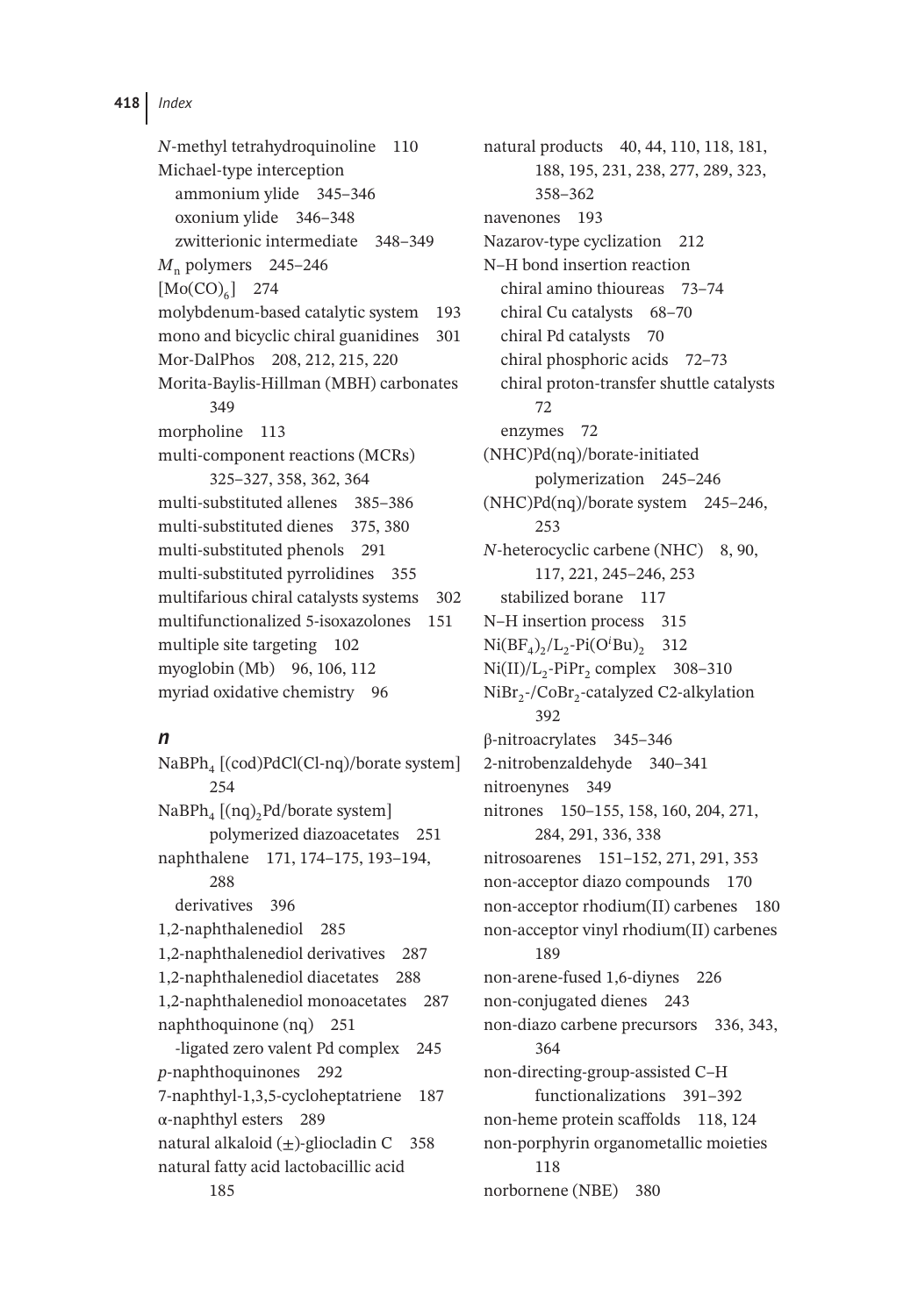*N*-methyl tetrahydroquinoline 110
Michael-type interception
  ammonium ylide 345–346
  oxonium ylide 346–348
  zwitterionic intermediate 348–349
$M_n$ polymers 245–246
$[Mo(CO)_6]$ 274
molybdenum-based catalytic system 193
mono and bicyclic chiral guanidines 301
Mor-DalPhos 208, 212, 215, 220
Morita-Baylis-Hillman (MBH) carbonates 349
morpholine 113
multi-component reactions (MCRs) 325–327, 358, 362, 364
multi-substituted allenes 385–386
multi-substituted dienes 375, 380
multi-substituted phenols 291
multi-substituted pyrrolidines 355
multifarious chiral catalysts systems 302
multifunctionalized 5-isoxazolones 151
multiple site targeting 102
myoglobin (Mb) 96, 106, 112
myriad oxidative chemistry 96

## n

$NaBPh_4$ [(cod)PdCl(Cl-nq)/borate system] 254
$NaBPh_4$ $[(nq)_2Pd$/borate system] polymerized diazoacetates 251
naphthalene 171, 174–175, 193–194, 288
  derivatives 396
1,2-naphthalenediol 285
1,2-naphthalenediol derivatives 287
1,2-naphthalenediol diacetates 288
1,2-naphthalenediol monoacetates 287
naphthoquinone (nq) 251
  -ligated zero valent Pd complex 245
*p*-naphthoquinones 292
7-naphthyl-1,3,5-cycloheptatriene 187
α-naphthyl esters 289
natural alkaloid (±)-gliocladin C 358
natural fatty acid lactobacillic acid 185
natural products 40, 44, 110, 118, 181, 188, 195, 231, 238, 277, 289, 323, 358–362
navenones 193
Nazarov-type cyclization 212
N–H bond insertion reaction
  chiral amino thioureas 73–74
  chiral Cu catalysts 68–70
  chiral Pd catalysts 70
  chiral phosphoric acids 72–73
  chiral proton-transfer shuttle catalysts 72
  enzymes 72
(NHC)Pd(nq)/borate-initiated polymerization 245–246
(NHC)Pd(nq)/borate system 245–246, 253
*N*-heterocyclic carbene (NHC) 8, 90, 117, 221, 245–246, 253
  stabilized borane 117
N–H insertion process 315
$Ni(BF_4)_2/L_2$-$Pi(O^iBu)_2$ 312
$Ni(II)/L_2$-$PiPr_2$ complex 308–310
$NiBr_2$-/$CoBr_2$-catalyzed C2-alkylation 392
β-nitroacrylates 345–346
2-nitrobenzaldehyde 340–341
nitroenynes 349
nitrones 150–155, 158, 160, 204, 271, 284, 291, 336, 338
nitrosoarenes 151–152, 271, 291, 353
non-acceptor diazo compounds 170
non-acceptor rhodium(II) carbenes 180
non-acceptor vinyl rhodium(II) carbenes 189
non-arene-fused 1,6-diynes 226
non-conjugated dienes 243
non-diazo carbene precursors 336, 343, 364
non-directing-group-assisted C–H functionalizations 391–392
non-heme protein scaffolds 118, 124
non-porphyrin organometallic moieties 118
norbornene (NBE) 380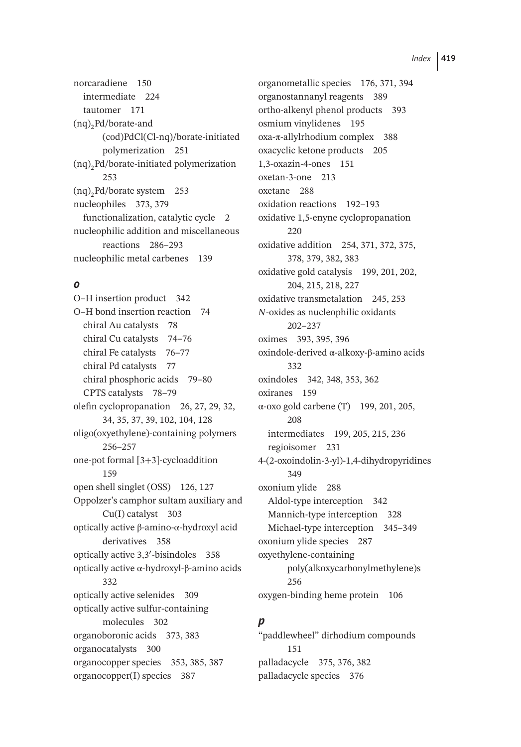norcaradiene 150
  intermediate 224
  tautomer 171
$(nq)_2$Pd/borate-and (cod)PdCl(Cl-nq)/borate-initiated polymerization 251
$(nq)_2$Pd/borate-initiated polymerization 253
$(nq)_2$Pd/borate system 253
nucleophiles 373, 379
  functionalization, catalytic cycle 2
nucleophilic addition and miscellaneous reactions 286–293
nucleophilic metal carbenes 139

### *o*

O–H insertion product 342
O–H bond insertion reaction 74
  chiral Au catalysts 78
  chiral Cu catalysts 74–76
  chiral Fe catalysts 76–77
  chiral Pd catalysts 77
  chiral phosphoric acids 79–80
  CPTS catalysts 78–79
olefin cyclopropanation 26, 27, 29, 32, 34, 35, 37, 39, 102, 104, 128
oligo(oxyethylene)-containing polymers 256–257
one-pot formal [3+3]-cycloaddition 159
open shell singlet (OSS) 126, 127
Oppolzer's camphor sultam auxiliary and Cu(I) catalyst 303
optically active β-amino-α-hydroxyl acid derivatives 358
optically active 3,3′-bisindoles 358
optically active α-hydroxyl-β-amino acids 332
optically active selenides 309
optically active sulfur-containing molecules 302
organoboronic acids 373, 383
organocatalysts 300
organocopper species 353, 385, 387
organocopper(I) species 387
organometallic species 176, 371, 394
organostannanyl reagents 389
ortho-alkenyl phenol products 393
osmium vinylidenes 195
oxa-π-allylrhodium complex 388
oxacyclic ketone products 205
1,3-oxazin-4-ones 151
oxetan-3-one 213
oxetane 288
oxidation reactions 192–193
oxidative 1,5-enyne cyclopropanation 220
oxidative addition 254, 371, 372, 375, 378, 379, 382, 383
oxidative gold catalysis 199, 201, 202, 204, 215, 218, 227
oxidative transmetalation 245, 253
*N*-oxides as nucleophilic oxidants 202–237
oximes 393, 395, 396
oxindole-derived α-alkoxy-β-amino acids 332
oxindoles 342, 348, 353, 362
oxiranes 159
α-oxo gold carbene (T) 199, 201, 205, 208
  intermediates 199, 205, 215, 236
  regioisomer 231
4-(2-oxoindolin-3-yl)-1,4-dihydropyridines 349
oxonium ylide 288
  Aldol-type interception 342
  Mannich-type interception 328
  Michael-type interception 345–349
oxonium ylide species 287
oxyethylene-containing poly(alkoxycarbonylmethylene)s 256
oxygen-binding heme protein 106

### *p*

"paddlewheel" dirhodium compounds 151
palladacycle 375, 376, 382
palladacycle species 376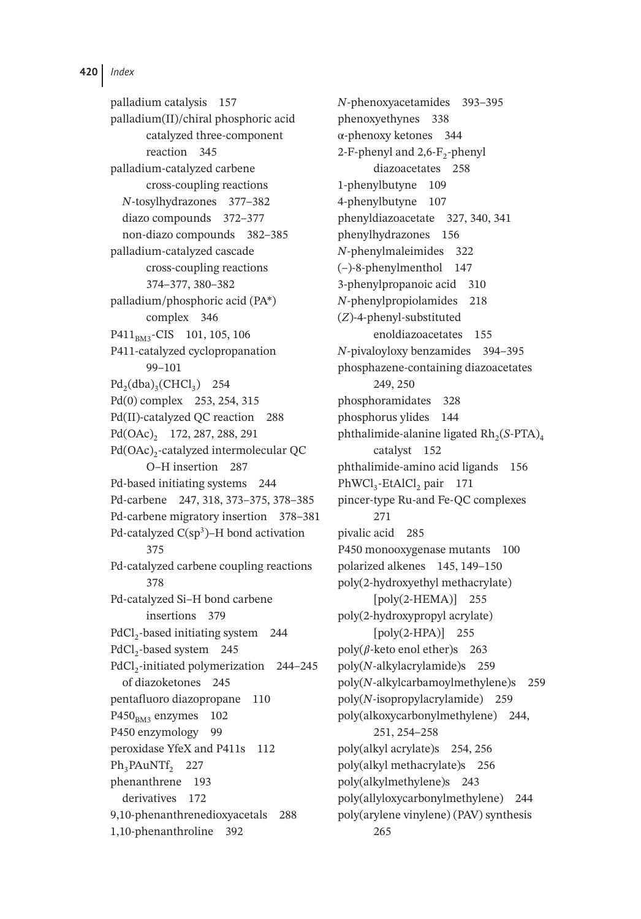palladium catalysis 157
palladium(II)/chiral phosphoric acid catalyzed three-component reaction 345
palladium-catalyzed carbene cross-coupling reactions
- *N*-tosylhydrazones 377–382
- diazo compounds 372–377
- non-diazo compounds 382–385

palladium-catalyzed cascade cross-coupling reactions 374–377, 380–382
palladium/phosphoric acid (PA*) complex 346
$P411_{BM3}$-CIS 101, 105, 106
P411-catalyzed cyclopropanation 99–101
$Pd_2(dba)_3(CHCl_3)$ 254
Pd(0) complex 253, 254, 315
Pd(II)-catalyzed QC reaction 288
$Pd(OAc)_2$ 172, 287, 288, 291
$Pd(OAc)_2$-catalyzed intermolecular QC O–H insertion 287
Pd-based initiating systems 244
Pd-carbene 247, 318, 373–375, 378–385
Pd-carbene migratory insertion 378–381
Pd-catalyzed $C(sp^3)$–H bond activation 375
Pd-catalyzed carbene coupling reactions 378
Pd-catalyzed Si–H bond carbene insertions 379
$PdCl_2$-based initiating system 244
$PdCl_2$-based system 245
$PdCl_2$-initiated polymerization 244–245
- of diazoketones 245

pentafluoro diazopropane 110
$P450_{BM3}$ enzymes 102
P450 enzymology 99
peroxidase YfeX and P411s 112
$Ph_3PAuNTf_2$ 227
phenanthrene 193
- derivatives 172

9,10-phenanthrenedioxyacetals 288
1,10-phenanthroline 392
*N*-phenoxyacetamides 393–395
phenoxyethynes 338
α-phenoxy ketones 344
2-F-phenyl and 2,6-$F_2$-phenyl diazoacetates 258
1-phenylbutyne 109
4-phenylbutyne 107
phenyldiazoacetate 327, 340, 341
phenylhydrazones 156
*N*-phenylmaleimides 322
(−)-8-phenylmenthol 147
3-phenylpropanoic acid 310
*N*-phenylpropiolamides 218
(*Z*)-4-phenyl-substituted enoldiazoacetates 155
*N*-pivaloyloxy benzamides 394–395
phosphazene-containing diazoacetates 249, 250
phosphoramidates 328
phosphorus ylides 144
phthalimide-alanine ligated $Rh_2$(*S*-PTA)$_4$ catalyst 152
phthalimide-amino acid ligands 156
$PhWCl_3$-$EtAlCl_2$ pair 171
pincer-type Ru-and Fe-QC complexes 271
pivalic acid 285
P450 monooxygenase mutants 100
polarized alkenes 145, 149–150
poly(2-hydroxyethyl methacrylate) [poly(2-HEMA)] 255
poly(2-hydroxypropyl acrylate) [poly(2-HPA)] 255
poly($\beta$-keto enol ether)s 263
poly(*N*-alkylacrylamide)s 259
poly(*N*-alkylcarbamoylmethylene)s 259
poly(*N*-isopropylacrylamide) 259
poly(alkoxycarbonylmethylene) 244, 251, 254–258
poly(alkyl acrylate)s 254, 256
poly(alkyl methacrylate)s 256
poly(alkylmethylene)s 243
poly(allyloxycarbonylmethylene) 244
poly(arylene vinylene) (PAV) synthesis 265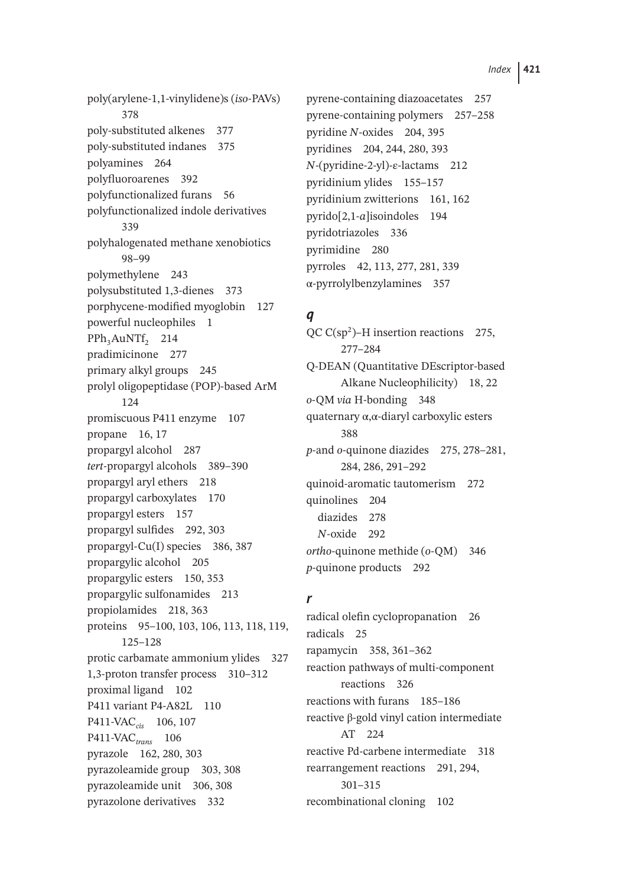poly(arylene-1,1-vinylidene)s (*iso*-PAVs) 378
poly-substituted alkenes 377
poly-substituted indanes 375
polyamines 264
polyfluoroarenes 392
polyfunctionalized furans 56
polyfunctionalized indole derivatives 339
polyhalogenated methane xenobiotics 98–99
polymethylene 243
polysubstituted 1,3-dienes 373
porphycene-modified myoglobin 127
powerful nucleophiles 1
$PPh_3AuNTf_2$ 214
pradimicinone 277
primary alkyl groups 245
prolyl oligopeptidase (POP)-based ArM 124
promiscuous P411 enzyme 107
propane 16, 17
propargyl alcohol 287
*tert*-propargyl alcohols 389–390
propargyl aryl ethers 218
propargyl carboxylates 170
propargyl esters 157
propargyl sulfides 292, 303
propargyl-Cu(I) species 386, 387
propargylic alcohol 205
propargylic esters 150, 353
propargylic sulfonamides 213
propiolamides 218, 363
proteins 95–100, 103, 106, 113, 118, 119, 125–128
protic carbamate ammonium ylides 327
1,3-proton transfer process 310–312
proximal ligand 102
P411 variant P4-A82L 110
P411-$VAC_{cis}$ 106, 107
P411-$VAC_{trans}$ 106
pyrazole 162, 280, 303
pyrazoleamide group 303, 308
pyrazoleamide unit 306, 308
pyrazolone derivatives 332
pyrene-containing diazoacetates 257
pyrene-containing polymers 257–258
pyridine *N*-oxides 204, 395
pyridines 204, 244, 280, 393
*N*-(pyridine-2-yl)-ε-lactams 212
pyridinium ylides 155–157
pyridinium zwitterions 161, 162
pyrido[2,1-*a*]isoindoles 194
pyridotriazoles 336
pyrimidine 280
pyrroles 42, 113, 277, 281, 339
α-pyrrolylbenzylamines 357

## *q*

QC $C(sp^2)$–H insertion reactions 275, 277–284
Q-DEAN (Quantitative DEscriptor-based Alkane Nucleophilicity) 18, 22
*o*-QM *via* H-bonding 348
quaternary α,α-diaryl carboxylic esters 388
*p*-and *o*-quinone diazides 275, 278–281, 284, 286, 291–292
quinoid-aromatic tautomerism 272
quinolines 204
  diazides 278
  *N*-oxide 292
*ortho*-quinone methide (*o*-QM) 346
*p*-quinone products 292

## *r*

radical olefin cyclopropanation 26
radicals 25
rapamycin 358, 361–362
reaction pathways of multi-component reactions 326
reactions with furans 185–186
reactive β-gold vinyl cation intermediate AT 224
reactive Pd-carbene intermediate 318
rearrangement reactions 291, 294, 301–315
recombinational cloning 102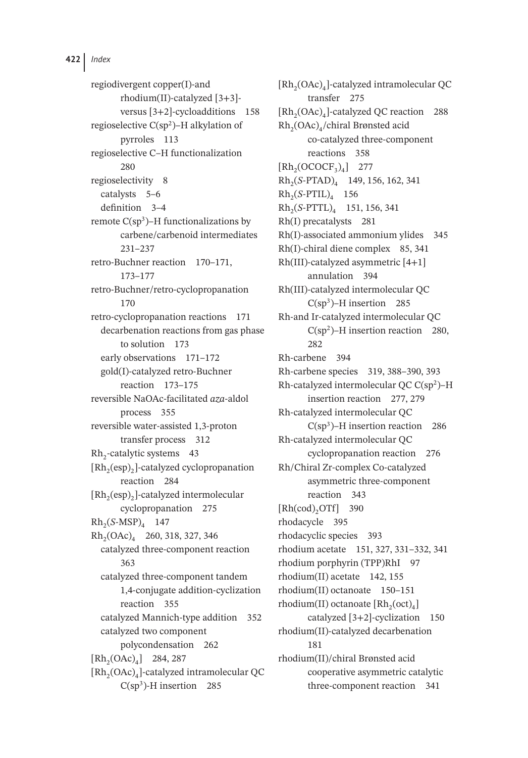regiodivergent copper(I)-and rhodium(II)-catalyzed [3+3]- versus [3+2]-cycloadditions 158
regioselective $C(sp^2)$–H alkylation of pyrroles 113
regioselective C–H functionalization 280
regioselectivity 8
- catalysts 5–6
- definition 3–4

remote $C(sp^3)$–H functionalizations by carbene/carbenoid intermediates 231–237
retro-Buchner reaction 170–171, 173–177
retro-Buchner/retro-cyclopropanation 170
retro-cyclopropanation reactions 171
- decarbenation reactions from gas phase to solution 173
- early observations 171–172
- gold(I)-catalyzed retro-Buchner reaction 173–175

reversible NaOAc-facilitated *aza*-aldol process 355
reversible water-assisted 1,3-proton transfer process 312
$Rh_2$-catalytic systems 43
$[Rh_2(esp)_2]$-catalyzed cyclopropanation reaction 284
$[Rh_2(esp)_2]$-catalyzed intermolecular cyclopropanation 275
$Rh_2$(*S*-MSP)$_4$ 147
$Rh_2(OAc)_4$ 260, 318, 327, 346
- catalyzed three-component reaction 363
- catalyzed three-component tandem 1,4-conjugate addition-cyclization reaction 355
- catalyzed Mannich-type addition 352
- catalyzed two component polycondensation 262

$[Rh_2(OAc)_4]$ 284, 287
$[Rh_2(OAc)_4]$-catalyzed intramolecular QC $C(sp^3)$-H insertion 285
$[Rh_2(OAc)_4]$-catalyzed intramolecular QC transfer 275
$[Rh_2(OAc)_4]$-catalyzed QC reaction 288
$Rh_2(OAc)_4$/chiral Brønsted acid co-catalyzed three-component reactions 358
$[Rh_2(OCOCF_3)_4]$ 277
$Rh_2$(*S*-PTAD)$_4$ 149, 156, 162, 341
$Rh_2$(*S*-PTIL)$_4$ 156
$Rh_2$(*S*-PTTL)$_4$ 151, 156, 341
Rh(I) precatalysts 281
Rh(I)-associated ammonium ylides 345
Rh(I)-chiral diene complex 85, 341
Rh(III)-catalyzed asymmetric [4+1] annulation 394
Rh(III)-catalyzed intermolecular QC $C(sp^3)$–H insertion 285
Rh-and Ir-catalyzed intermolecular QC $C(sp^2)$–H insertion reaction 280, 282
Rh-carbene 394
Rh-carbene species 319, 388–390, 393
Rh-catalyzed intermolecular QC $C(sp^2)$–H insertion reaction 277, 279
Rh-catalyzed intermolecular QC $C(sp^3)$–H insertion reaction 286
Rh-catalyzed intermolecular QC cyclopropanation reaction 276
Rh/Chiral Zr-complex Co-catalyzed asymmetric three-component reaction 343
$[Rh(cod)_2OTf]$ 390
rhodacycle 395
rhodacyclic species 393
rhodium acetate 151, 327, 331–332, 341
rhodium porphyrin (TPP)RhI 97
rhodium(II) acetate 142, 155
rhodium(II) octanoate 150–151
rhodium(II) octanoate $[Rh_2(oct)_4]$ catalyzed [3+2]-cyclization 150
rhodium(II)-catalyzed decarbenation 181
rhodium(II)/chiral Brønsted acid cooperative asymmetric catalytic three-component reaction 341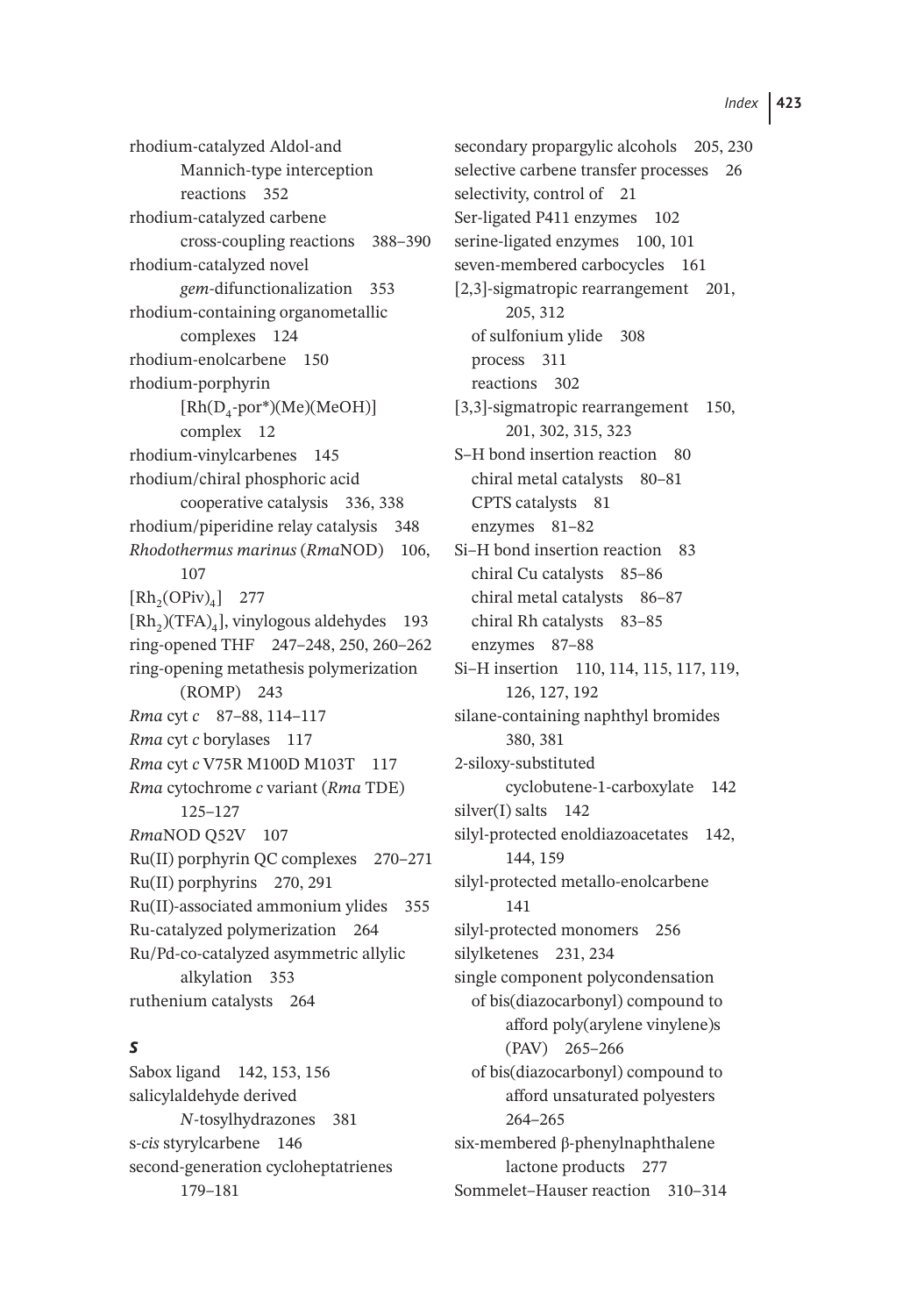rhodium-catalyzed Aldol-and Mannich-type interception reactions 352
rhodium-catalyzed carbene cross-coupling reactions 388–390
rhodium-catalyzed novel *gem*-difunctionalization 353
rhodium-containing organometallic complexes 124
rhodium-enolcarbene 150
rhodium-porphyrin $[Rh(D_4\text{-por*})(Me)(MeOH)]$ complex 12
rhodium-vinylcarbenes 145
rhodium/chiral phosphoric acid cooperative catalysis 336, 338
rhodium/piperidine relay catalysis 348
*Rhodothermus marinus* (*Rma*NOD) 106, 107
$[Rh_2(OPiv)_4]$ 277
$[Rh_2)(TFA)_4]$, vinylogous aldehydes 193
ring-opened THF 247–248, 250, 260–262
ring-opening metathesis polymerization (ROMP) 243
*Rma* cyt *c* 87–88, 114–117
*Rma* cyt *c* borylases 117
*Rma* cyt *c* V75R M100D M103T 117
*Rma* cytochrome *c* variant (*Rma* TDE) 125–127
*Rma*NOD Q52V 107
Ru(II) porphyrin QC complexes 270–271
Ru(II) porphyrins 270, 291
Ru(II)-associated ammonium ylides 355
Ru-catalyzed polymerization 264
Ru/Pd-co-catalyzed asymmetric allylic alkylation 353
ruthenium catalysts 264

## *S*

Sabox ligand 142, 153, 156
salicylaldehyde derived *N*-tosylhydrazones 381
s-*cis* styrylcarbene 146
second-generation cycloheptatrienes 179–181
secondary propargylic alcohols 205, 230
selective carbene transfer processes 26
selectivity, control of 21
Ser-ligated P411 enzymes 102
serine-ligated enzymes 100, 101
seven-membered carbocycles 161
[2,3]-sigmatropic rearrangement 201, 205, 312
  of sulfonium ylide 308
  process 311
  reactions 302
[3,3]-sigmatropic rearrangement 150, 201, 302, 315, 323
S–H bond insertion reaction 80
  chiral metal catalysts 80–81
  CPTS catalysts 81
  enzymes 81–82
Si–H bond insertion reaction 83
  chiral Cu catalysts 85–86
  chiral metal catalysts 86–87
  chiral Rh catalysts 83–85
  enzymes 87–88
Si–H insertion 110, 114, 115, 117, 119, 126, 127, 192
silane-containing naphthyl bromides 380, 381
2-siloxy-substituted cyclobutene-1-carboxylate 142
silver(I) salts 142
silyl-protected enoldiazoacetates 142, 144, 159
silyl-protected metallo-enolcarbene 141
silyl-protected monomers 256
silylketenes 231, 234
single component polycondensation
  of bis(diazocarbonyl) compound to afford poly(arylene vinylene)s (PAV) 265–266
  of bis(diazocarbonyl) compound to afford unsaturated polyesters 264–265
six-membered β-phenylnaphthalene lactone products 277
Sommelet–Hauser reaction 310–314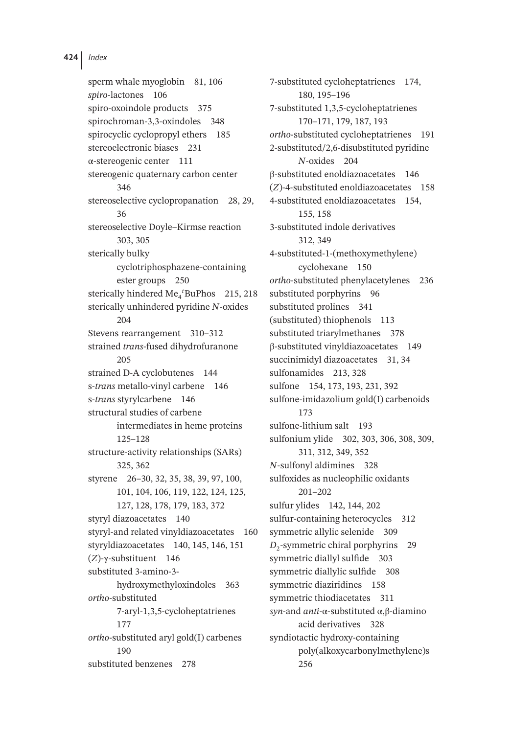sperm whale myoglobin 81, 106
*spiro*-lactones 106
spiro-oxoindole products 375
spirochroman-3,3-oxindoles 348
spirocyclic cyclopropyl ethers 185
stereoelectronic biases 231
α-stereogenic center 111
stereogenic quaternary carbon center 346
stereoselective cyclopropanation 28, 29, 36
stereoselective Doyle–Kirmse reaction 303, 305
sterically bulky cyclotriphosphazene-containing ester groups 250
sterically hindered $Me_4{}^t$BuPhos 215, 218
sterically unhindered pyridine *N*-oxides 204
Stevens rearrangement 310–312
strained *trans*-fused dihydrofuranone 205
strained D-A cyclobutenes 144
s-*trans* metallo-vinyl carbene 146
s-*trans* styrylcarbene 146
structural studies of carbene intermediates in heme proteins 125–128
structure-activity relationships (SARs) 325, 362
styrene 26–30, 32, 35, 38, 39, 97, 100, 101, 104, 106, 119, 122, 124, 125, 127, 128, 178, 179, 183, 372
styryl diazoacetates 140
styryl-and related vinyldiazoacetates 160
styryldiazoacetates 140, 145, 146, 151
(*Z*)-γ-substituent 146
substituted 3-amino-3-hydroxymethyloxindoles 363
*ortho*-substituted 7-aryl-1,3,5-cycloheptatrienes 177
*ortho*-substituted aryl gold(I) carbenes 190
substituted benzenes 278
7-substituted cycloheptatrienes 174, 180, 195–196
7-substituted 1,3,5-cycloheptatrienes 170–171, 179, 187, 193
*ortho*-substituted cycloheptatrienes 191
2-substituted/2,6-disubstituted pyridine *N*-oxides 204
β-substituted enoldiazoacetates 146
(*Z*)-4-substituted enoldiazoacetates 158
4-substituted enoldiazoacetates 154, 155, 158
3-substituted indole derivatives 312, 349
4-substituted-1-(methoxymethylene) cyclohexane 150
*ortho*-substituted phenylacetylenes 236
substituted porphyrins 96
substituted prolines 341
(substituted) thiophenols 113
substituted triarylmethanes 378
β-substituted vinyldiazoacetates 149
succinimidyl diazoacetates 31, 34
sulfonamides 213, 328
sulfone 154, 173, 193, 231, 392
sulfone-imidazolium gold(I) carbenoids 173
sulfone-lithium salt 193
sulfonium ylide 302, 303, 306, 308, 309, 311, 312, 349, 352
*N*-sulfonyl aldimines 328
sulfoxides as nucleophilic oxidants 201–202
sulfur ylides 142, 144, 202
sulfur-containing heterocycles 312
symmetric allylic selenide 309
$D_2$-symmetric chiral porphyrins 29
symmetric diallyl sulfide 303
symmetric diallylic sulfide 308
symmetric diaziridines 158
symmetric thiodiacetates 311
*syn*-and *anti*-α-substituted α,β-diamino acid derivatives 328
syndiotactic hydroxy-containing poly(alkoxycarbonylmethylene)s 256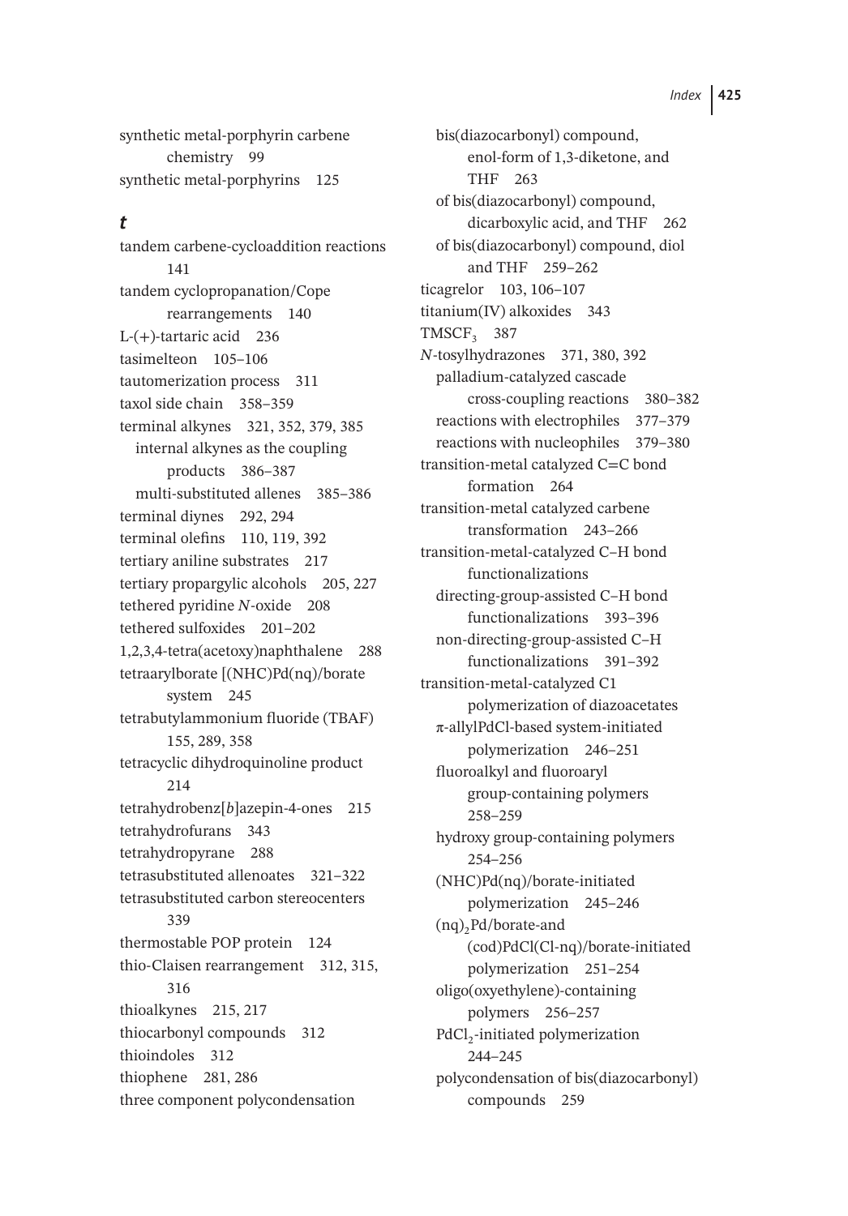synthetic metal-porphyrin carbene chemistry 99
synthetic metal-porphyrins 125

## t

tandem carbene-cycloaddition reactions 141
tandem cyclopropanation/Cope rearrangements 140
L-(+)-tartaric acid 236
tasimelteon 105–106
tautomerization process 311
taxol side chain 358–359
terminal alkynes 321, 352, 379, 385
- internal alkynes as the coupling products 386–387
- multi-substituted allenes 385–386

terminal diynes 292, 294
terminal olefins 110, 119, 392
tertiary aniline substrates 217
tertiary propargylic alcohols 205, 227
tethered pyridine *N*-oxide 208
tethered sulfoxides 201–202
1,2,3,4-tetra(acetoxy)naphthalene 288
tetraarylborate [(NHC)Pd(nq)/borate system 245
tetrabutylammonium fluoride (TBAF) 155, 289, 358
tetracyclic dihydroquinoline product 214
tetrahydrobenz[*b*]azepin-4-ones 215
tetrahydrofurans 343
tetrahydropyrane 288
tetrasubstituted allenoates 321–322
tetrasubstituted carbon stereocenters 339
thermostable POP protein 124
thio-Claisen rearrangement 312, 315, 316
thioalkynes 215, 217
thiocarbonyl compounds 312
thioindoles 312
thiophene 281, 286
three component polycondensation
- bis(diazocarbonyl) compound, enol-form of 1,3-diketone, and THF 263
- of bis(diazocarbonyl) compound, dicarboxylic acid, and THF 262
- of bis(diazocarbonyl) compound, diol and THF 259–262

ticagrelor 103, 106–107
titanium(IV) alkoxides 343
$TMSCF_3$ 387
*N*-tosylhydrazones 371, 380, 392
- palladium-catalyzed cascade cross-coupling reactions 380–382
- reactions with electrophiles 377–379
- reactions with nucleophiles 379–380

transition-metal catalyzed C=C bond formation 264
transition-metal catalyzed carbene transformation 243–266
transition-metal-catalyzed C–H bond functionalizations
- directing-group-assisted C–H bond functionalizations 393–396
- non-directing-group-assisted C–H functionalizations 391–392

transition-metal-catalyzed C1 polymerization of diazoacetates
- π-allylPdCl-based system-initiated polymerization 246–251
- fluoroalkyl and fluoroaryl group-containing polymers 258–259
- hydroxy group-containing polymers 254–256
- (NHC)Pd(nq)/borate-initiated polymerization 245–246
- $(nq)_2Pd$/borate-and (cod)PdCl(Cl-nq)/borate-initiated polymerization 251–254
- oligo(oxyethylene)-containing polymers 256–257
- $PdCl_2$-initiated polymerization 244–245
- polycondensation of bis(diazocarbonyl) compounds 259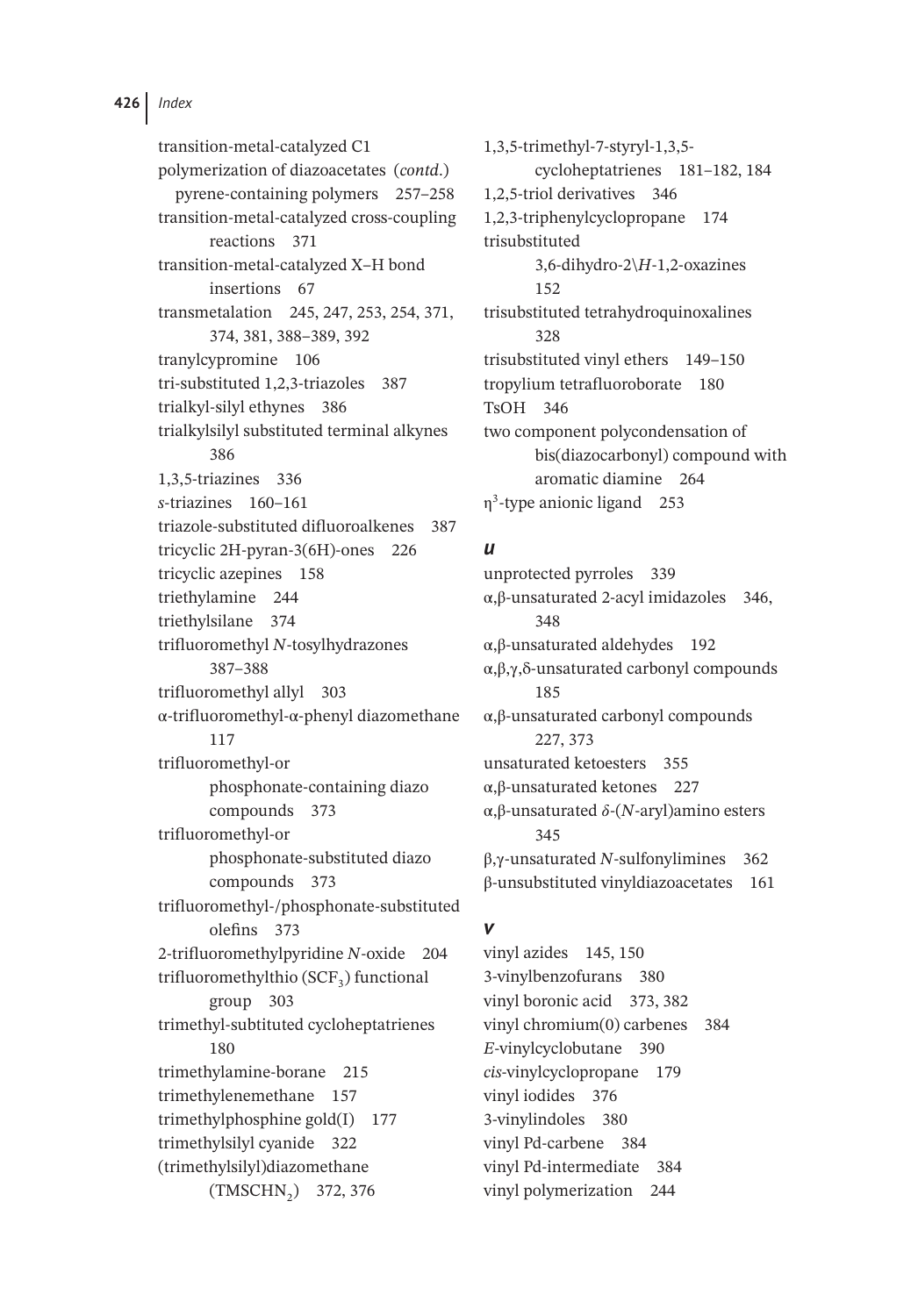transition-metal-catalyzed C1 polymerization of diazoacetates (*contd.*)
  pyrene-containing polymers 257–258
transition-metal-catalyzed cross-coupling reactions 371
transition-metal-catalyzed X–H bond insertions 67
transmetalation 245, 247, 253, 254, 371, 374, 381, 388–389, 392
tranylcypromine 106
tri-substituted 1,2,3-triazoles 387
trialkyl-silyl ethynes 386
trialkylsilyl substituted terminal alkynes 386
1,3,5-triazines 336
*s*-triazines 160–161
triazole-substituted difluoroalkenes 387
tricyclic 2H-pyran-3(6H)-ones 226
tricyclic azepines 158
triethylamine 244
triethylsilane 374
trifluoromethyl *N*-tosylhydrazones 387–388
trifluoromethyl allyl 303
α-trifluoromethyl-α-phenyl diazomethane 117
trifluoromethyl-or phosphonate-containing diazo compounds 373
trifluoromethyl-or phosphonate-substituted diazo compounds 373
trifluoromethyl-/phosphonate-substituted olefins 373
2-trifluoromethylpyridine *N*-oxide 204
trifluoromethylthio ($SCF_3$) functional group 303
trimethyl-subtituted cycloheptatrienes 180
trimethylamine-borane 215
trimethylenemethane 157
trimethylphosphine gold(I) 177
trimethylsilyl cyanide 322
(trimethylsilyl)diazomethane ($TMSCHN_2$) 372, 376
1,3,5-trimethyl-7-styryl-1,3,5-cycloheptatrienes 181–182, 184
1,2,5-triol derivatives 346
1,2,3-triphenylcyclopropane 174
trisubstituted 3,6-dihydro-2\*H*-1,2-oxazines 152
trisubstituted tetrahydroquinoxalines 328
trisubstituted vinyl ethers 149–150
tropylium tetrafluoroborate 180
TsOH 346
two component polycondensation of bis(diazocarbonyl) compound with aromatic diamine 264
$\eta^3$-type anionic ligand 253

## *u*

unprotected pyrroles 339
α,β-unsaturated 2-acyl imidazoles 346, 348
α,β-unsaturated aldehydes 192
α,β,γ,δ-unsaturated carbonyl compounds 185
α,β-unsaturated carbonyl compounds 227, 373
unsaturated ketoesters 355
α,β-unsaturated ketones 227
α,β-unsaturated *δ*-(*N*-aryl)amino esters 345
β,γ-unsaturated *N*-sulfonylimines 362
β-unsubstituted vinyldiazoacetates 161

## *v*

vinyl azides 145, 150
3-vinylbenzofurans 380
vinyl boronic acid 373, 382
vinyl chromium(0) carbenes 384
*E*-vinylcyclobutane 390
*cis*-vinylcyclopropane 179
vinyl iodides 376
3-vinylindoles 380
vinyl Pd-carbene 384
vinyl Pd-intermediate 384
vinyl polymerization 244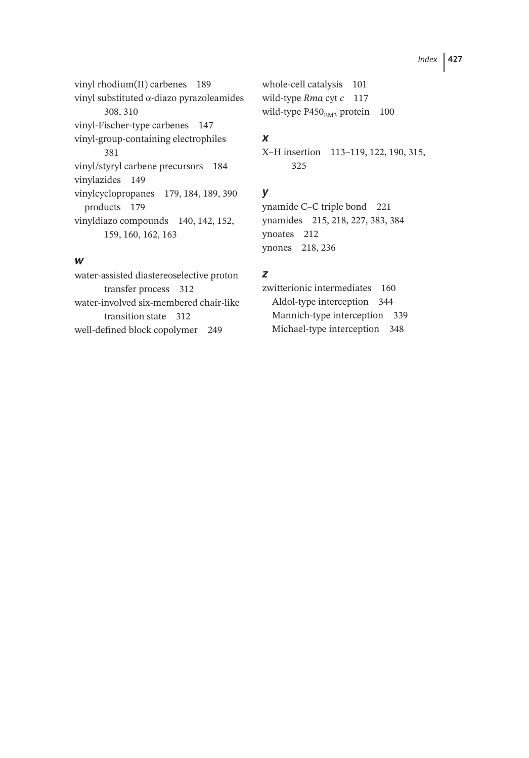vinyl rhodium(II) carbenes 189
vinyl substituted α-diazo pyrazoleamides 308, 310
vinyl-Fischer-type carbenes 147
vinyl-group-containing electrophiles 381
vinyl/styryl carbene precursors 184
vinylazides 149
vinylcyclopropanes 179, 184, 189, 390
  products 179
vinyldiazo compounds 140, 142, 152, 159, 160, 162, 163

### *w*

water-assisted diastereoselective proton transfer process 312
water-involved six-membered chair-like transition state 312
well-defined block copolymer 249
whole-cell catalysis 101
wild-type *Rma* cyt *c* 117
wild-type $P450_{BM3}$ protein 100

### *x*

X–H insertion 113–119, 122, 190, 315, 325

### *y*

ynamide C–C triple bond 221
ynamides 215, 218, 227, 383, 384
ynoates 212
ynones 218, 236

### *z*

zwitterionic intermediates 160
  Aldol-type interception 344
  Mannich-type interception 339
  Michael-type interception 348